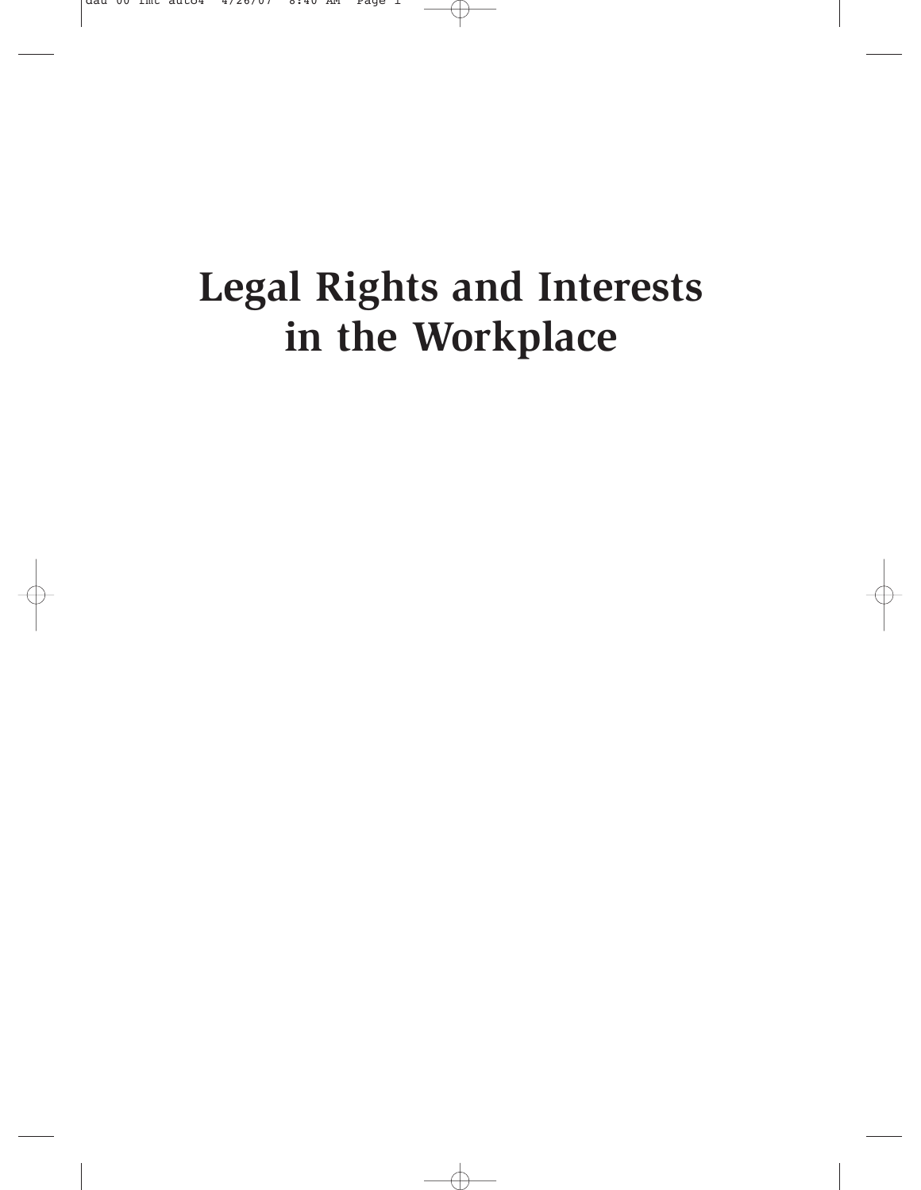# Legal Rights and Interests in the Workplace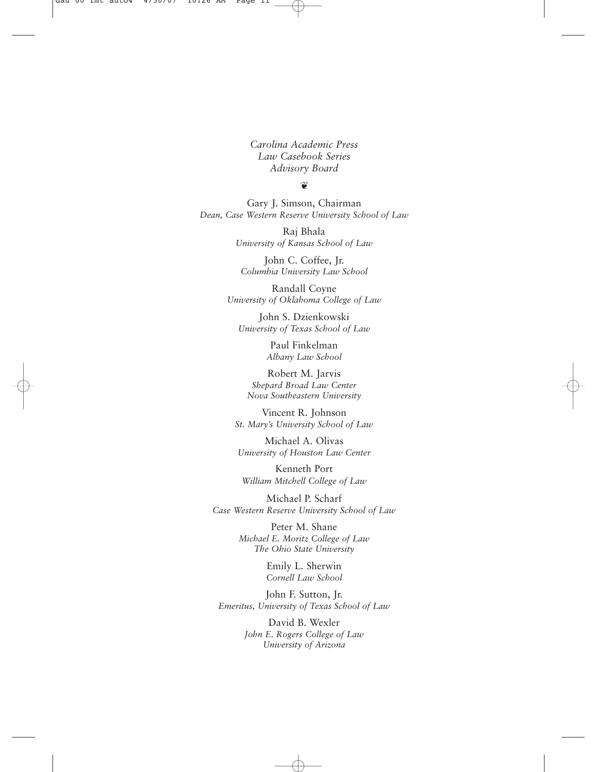*Carolina Academic Press*
*Law Casebook Series*
*Advisory Board*

❦

Gary J. Simson, Chairman
*Dean, Case Western Reserve University School of Law*

Raj Bhala
*University of Kansas School of Law*

John C. Coffee, Jr.
*Columbia University Law School*

Randall Coyne
*University of Oklahoma College of Law*

John S. Dzienkowski
*University of Texas School of Law*

Paul Finkelman
*Albany Law School*

Robert M. Jarvis
*Shepard Broad Law Center*
*Nova Southeastern University*

Vincent R. Johnson
*St. Mary's University School of Law*

Michael A. Olivas
*University of Houston Law Center*

Kenneth Port
*William Mitchell College of Law*

Michael P. Scharf
*Case Western Reserve University School of Law*

Peter M. Shane
*Michael E. Moritz College of Law*
*The Ohio State University*

Emily L. Sherwin
*Cornell Law School*

John F. Sutton, Jr.
*Emeritus, University of Texas School of Law*

David B. Wexler
*John E. Rogers College of Law*
*University of Arizona*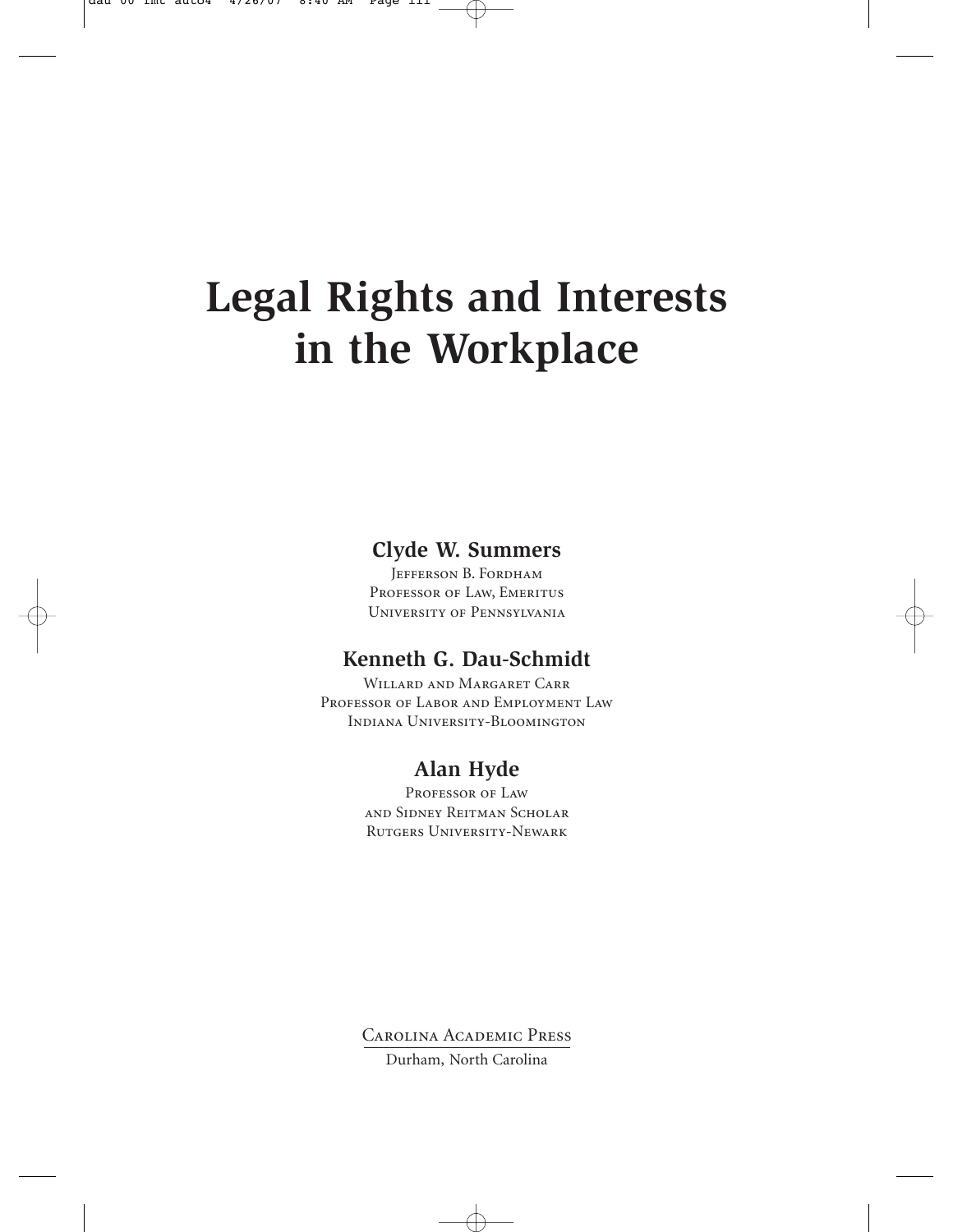# Legal Rights and Interests in the Workplace

**Clyde W. Summers**

Jefferson B. Fordham
Professor of Law, Emeritus
University of Pennsylvania

**Kenneth G. Dau-Schmidt**

Willard and Margaret Carr
Professor of Labor and Employment Law
Indiana University-Bloomington

**Alan Hyde**

Professor of Law
and Sidney Reitman Scholar
Rutgers University-Newark

Carolina Academic Press
Durham, North Carolina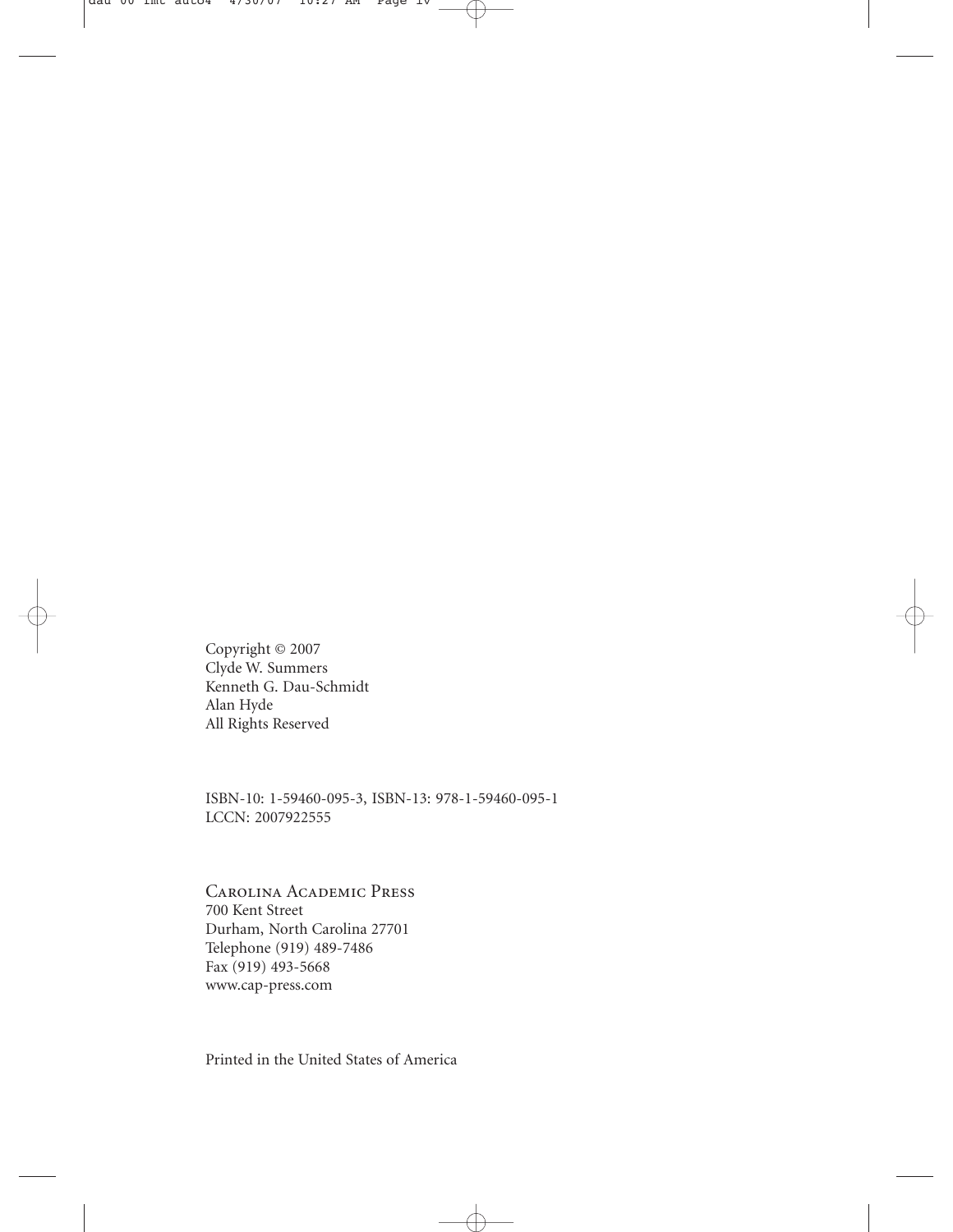Copyright © 2007
Clyde W. Summers
Kenneth G. Dau-Schmidt
Alan Hyde
All Rights Reserved

ISBN-10: 1-59460-095-3, ISBN-13: 978-1-59460-095-1
LCCN: 2007922555

Carolina Academic Press
700 Kent Street
Durham, North Carolina 27701
Telephone (919) 489-7486
Fax (919) 493-5668
www.cap-press.com

Printed in the United States of America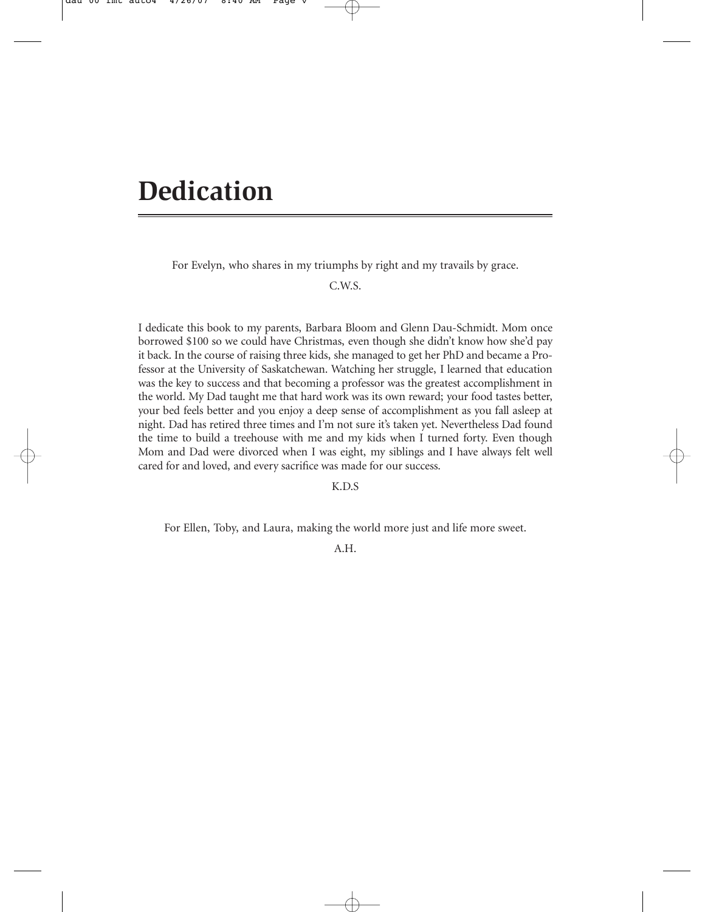# Dedication

For Evelyn, who shares in my triumphs by right and my travails by grace.

C.W.S.

I dedicate this book to my parents, Barbara Bloom and Glenn Dau-Schmidt. Mom once borrowed $100 so we could have Christmas, even though she didn't know how she'd pay it back. In the course of raising three kids, she managed to get her PhD and became a Professor at the University of Saskatchewan. Watching her struggle, I learned that education was the key to success and that becoming a professor was the greatest accomplishment in the world. My Dad taught me that hard work was its own reward; your food tastes better, your bed feels better and you enjoy a deep sense of accomplishment as you fall asleep at night. Dad has retired three times and I'm not sure it's taken yet. Nevertheless Dad found the time to build a treehouse with me and my kids when I turned forty. Even though Mom and Dad were divorced when I was eight, my siblings and I have always felt well cared for and loved, and every sacrifice was made for our success.

K.D.S

For Ellen, Toby, and Laura, making the world more just and life more sweet.

A.H.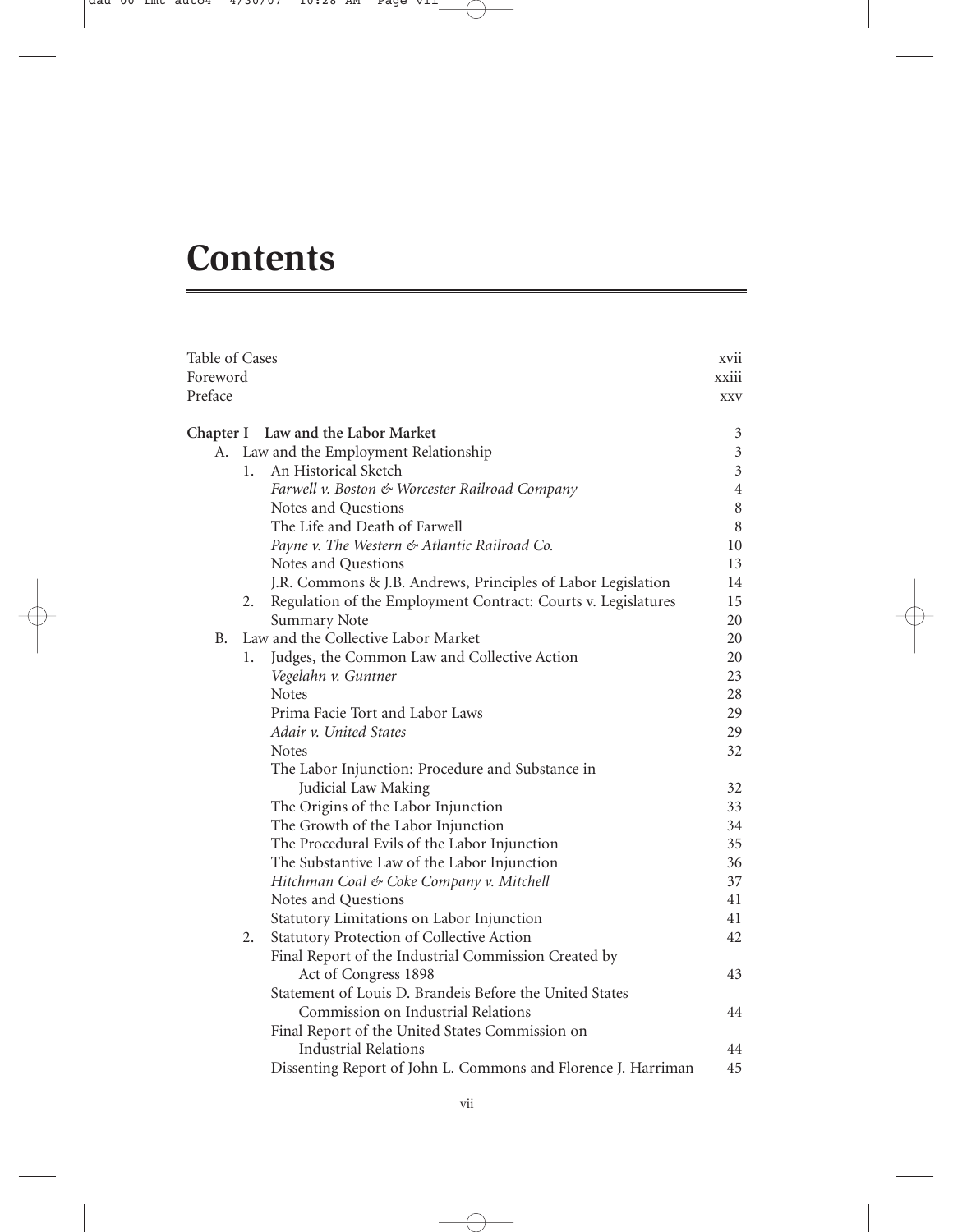# Contents

| | |
|---|---|
| Table of Cases | xvii |
| Foreword | xxiii |
| Preface | xxv |
| **Chapter I Law and the Labor Market** | 3 |
| A. Law and the Employment Relationship | 3 |
| 1. An Historical Sketch | 3 |
| *Farwell v. Boston & Worcester Railroad Company* | 4 |
| Notes and Questions | 8 |
| The Life and Death of Farwell | 8 |
| *Payne v. The Western & Atlantic Railroad Co.* | 10 |
| Notes and Questions | 13 |
| J.R. Commons & J.B. Andrews, Principles of Labor Legislation | 14 |
| 2. Regulation of the Employment Contract: Courts v. Legislatures | 15 |
| Summary Note | 20 |
| B. Law and the Collective Labor Market | 20 |
| 1. Judges, the Common Law and Collective Action | 20 |
| *Vegelahn v. Guntner* | 23 |
| Notes | 28 |
| Prima Facie Tort and Labor Laws | 29 |
| *Adair v. United States* | 29 |
| Notes | 32 |
| The Labor Injunction: Procedure and Substance in Judicial Law Making | 32 |
| The Origins of the Labor Injunction | 33 |
| The Growth of the Labor Injunction | 34 |
| The Procedural Evils of the Labor Injunction | 35 |
| The Substantive Law of the Labor Injunction | 36 |
| *Hitchman Coal & Coke Company v. Mitchell* | 37 |
| Notes and Questions | 41 |
| Statutory Limitations on Labor Injunction | 41 |
| 2. Statutory Protection of Collective Action | 42 |
| Final Report of the Industrial Commission Created by Act of Congress 1898 | 43 |
| Statement of Louis D. Brandeis Before the United States Commission on Industrial Relations | 44 |
| Final Report of the United States Commission on Industrial Relations | 44 |
| Dissenting Report of John L. Commons and Florence J. Harriman | 45 |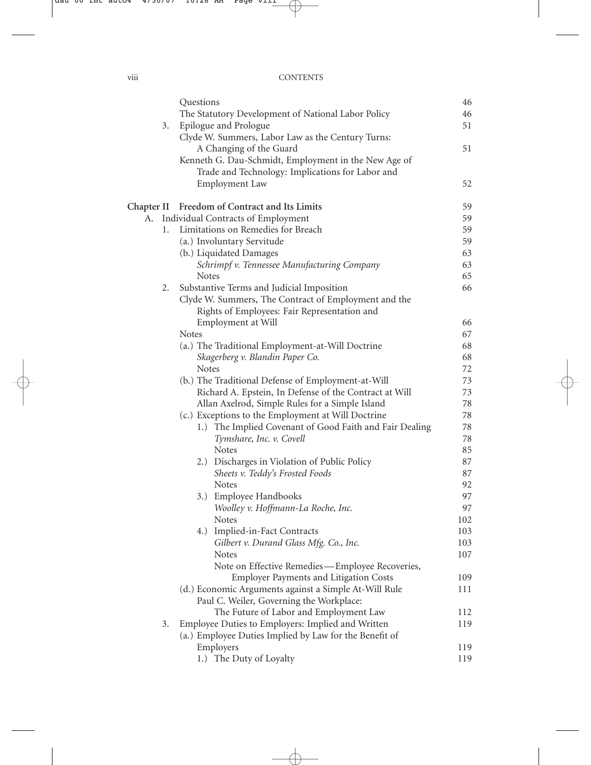Questions 46
The Statutory Development of National Labor Policy 46
3. Epilogue and Prologue 51
Clyde W. Summers, Labor Law as the Century Turns: A Changing of the Guard 51
Kenneth G. Dau-Schmidt, Employment in the New Age of Trade and Technology: Implications for Labor and Employment Law 52

**Chapter II Freedom of Contract and Its Limits** 59

A. Individual Contracts of Employment 59

1. Limitations on Remedies for Breach 59
   - (a.) Involuntary Servitude 59
   - (b.) Liquidated Damages 63
     - *Schrimpf v. Tennessee Manufacturing Company* 63
     - Notes 65
2. Substantive Terms and Judicial Imposition 66
   - Clyde W. Summers, The Contract of Employment and the Rights of Employees: Fair Representation and Employment at Will 66
   - Notes 67
   - (a.) The Traditional Employment-at-Will Doctrine 68
     - *Skagerberg v. Blandin Paper Co.* 68
     - Notes 72
   - (b.) The Traditional Defense of Employment-at-Will 73
     - Richard A. Epstein, In Defense of the Contract at Will 73
     - Allan Axelrod, Simple Rules for a Simple Island 78
   - (c.) Exceptions to the Employment at Will Doctrine 78
     - 1.) The Implied Covenant of Good Faith and Fair Dealing 78
       - *Tymshare, Inc. v. Covell* 78
       - Notes 85
     - 2.) Discharges in Violation of Public Policy 87
       - *Sheets v. Teddy's Frosted Foods* 87
       - Notes 92
     - 3.) Employee Handbooks 97
       - *Woolley v. Hoffmann-La Roche, Inc.* 97
       - Notes 102
     - 4.) Implied-in-Fact Contracts 103
       - *Gilbert v. Durand Glass Mfg. Co., Inc.* 103
       - Notes 107
       - Note on Effective Remedies—Employee Recoveries, Employer Payments and Litigation Costs 109
   - (d.) Economic Arguments against a Simple At-Will Rule 111
     - Paul C. Weiler, Governing the Workplace: The Future of Labor and Employment Law 112
3. Employee Duties to Employers: Implied and Written 119
   - (a.) Employee Duties Implied by Law for the Benefit of Employers 119
     - 1.) The Duty of Loyalty 119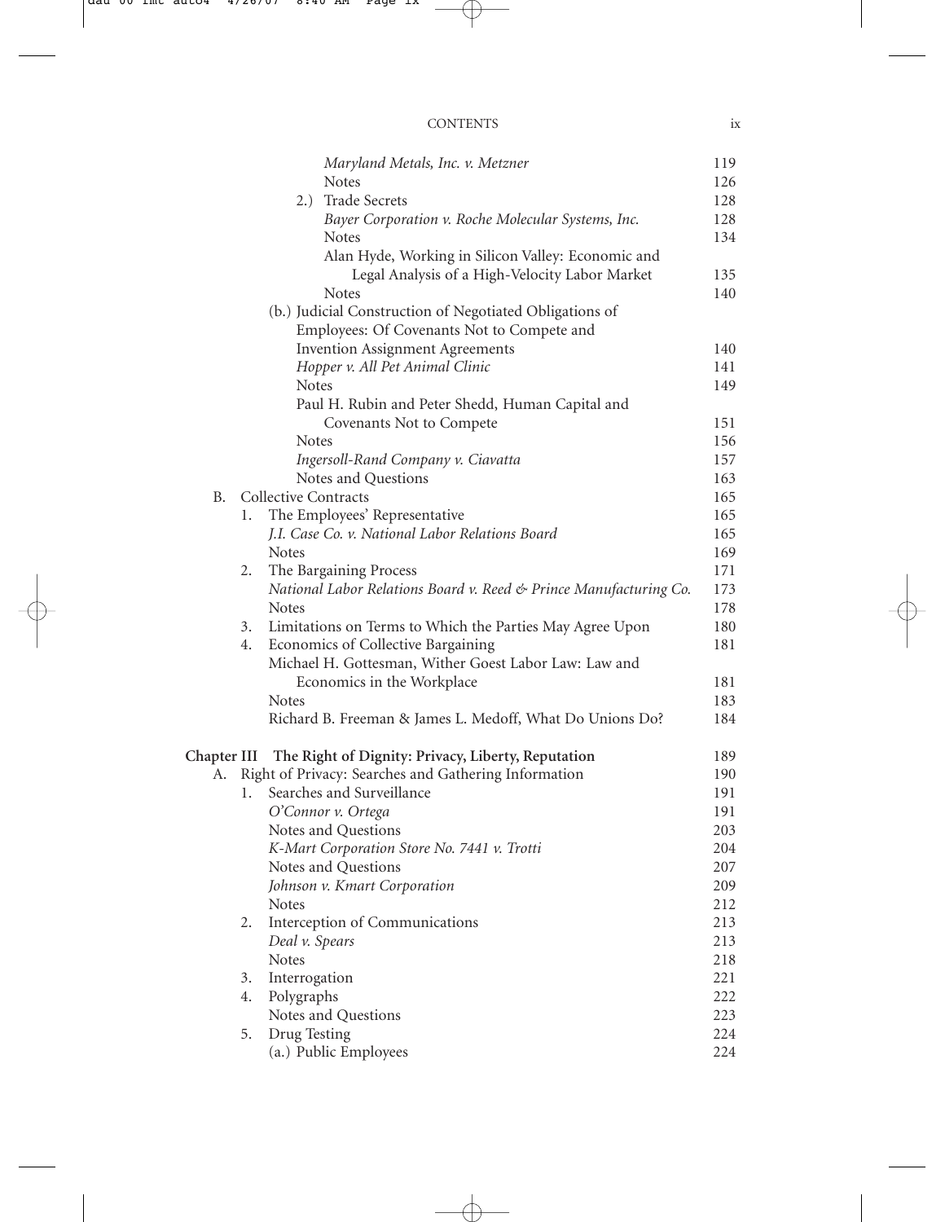| | |
|---|---|
| *Maryland Metals, Inc. v. Metzner* | 119 |
| Notes | 126 |
| 2.) Trade Secrets | 128 |
| *Bayer Corporation v. Roche Molecular Systems, Inc.* | 128 |
| Notes | 134 |
| Alan Hyde, Working in Silicon Valley: Economic and Legal Analysis of a High-Velocity Labor Market | 135 |
| Notes | 140 |
| (b.) Judicial Construction of Negotiated Obligations of Employees: Of Covenants Not to Compete and Invention Assignment Agreements | 140 |
| *Hopper v. All Pet Animal Clinic* | 141 |
| Notes | 149 |
| Paul H. Rubin and Peter Shedd, Human Capital and Covenants Not to Compete | 151 |
| Notes | 156 |
| *Ingersoll-Rand Company v. Ciavatta* | 157 |
| Notes and Questions | 163 |
| B. Collective Contracts | 165 |
| 1. The Employees' Representative | 165 |
| *J.I. Case Co. v. National Labor Relations Board* | 165 |
| Notes | 169 |
| 2. The Bargaining Process | 171 |
| *National Labor Relations Board v. Reed & Prince Manufacturing Co.* | 173 |
| Notes | 178 |
| 3. Limitations on Terms to Which the Parties May Agree Upon | 180 |
| 4. Economics of Collective Bargaining | 181 |
| Michael H. Gottesman, Wither Goest Labor Law: Law and Economics in the Workplace | 181 |
| Notes | 183 |
| Richard B. Freeman & James L. Medoff, What Do Unions Do? | 184 |
| **Chapter III The Right of Dignity: Privacy, Liberty, Reputation** | 189 |
| A. Right of Privacy: Searches and Gathering Information | 190 |
| 1. Searches and Surveillance | 191 |
| *O'Connor v. Ortega* | 191 |
| Notes and Questions | 203 |
| *K-Mart Corporation Store No. 7441 v. Trotti* | 204 |
| Notes and Questions | 207 |
| *Johnson v. Kmart Corporation* | 209 |
| Notes | 212 |
| 2. Interception of Communications | 213 |
| *Deal v. Spears* | 213 |
| Notes | 218 |
| 3. Interrogation | 221 |
| 4. Polygraphs | 222 |
| Notes and Questions | 223 |
| 5. Drug Testing | 224 |
| (a.) Public Employees | 224 |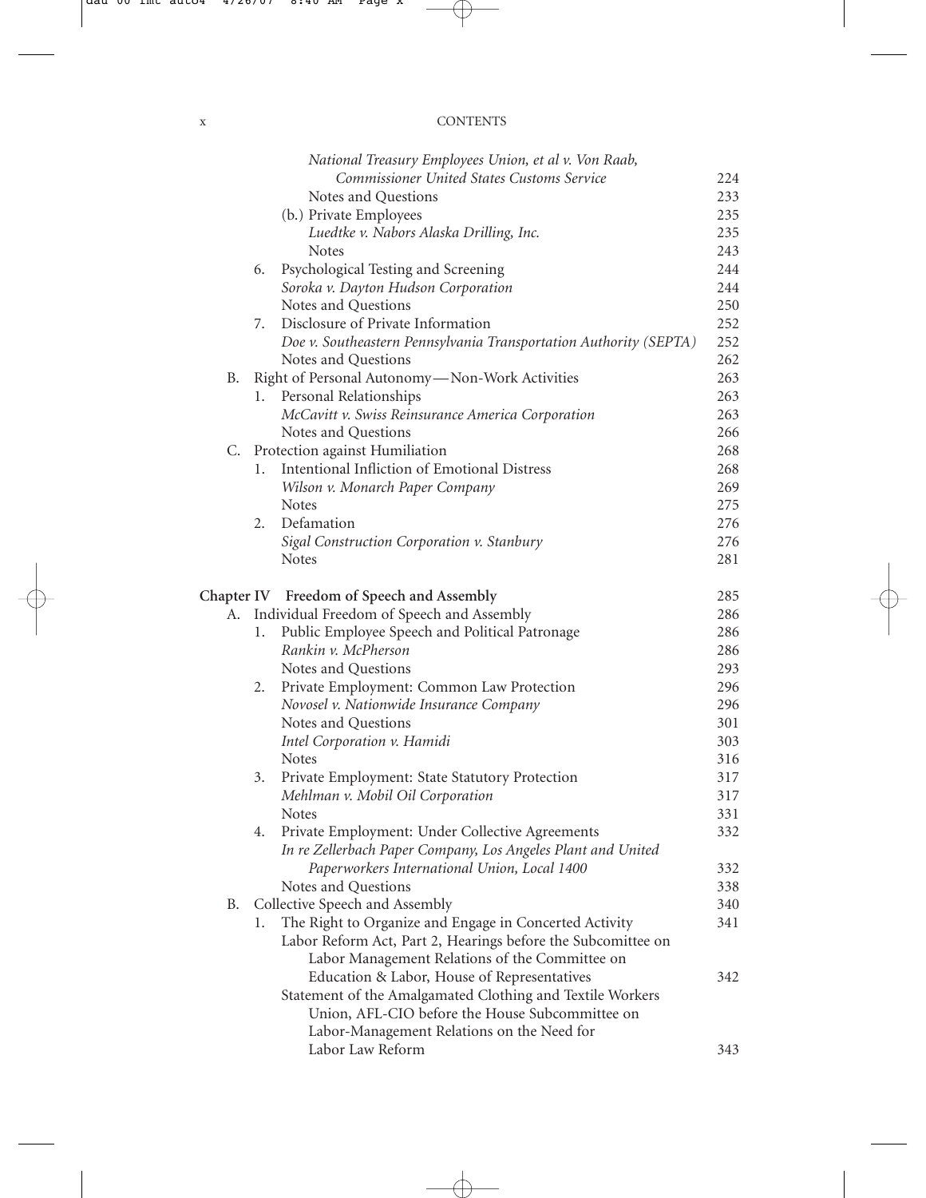National Treasury Employees Union, et al v. Von Raab, Commissioner United States Customs Service — 224
Notes and Questions — 233
(b.) Private Employees — 235
*Luedtke v. Nabors Alaska Drilling, Inc.* — 235
Notes — 243

6. Psychological Testing and Screening — 244
   *Soroka v. Dayton Hudson Corporation* — 244
   Notes and Questions — 250
7. Disclosure of Private Information — 252
   *Doe v. Southeastern Pennsylvania Transportation Authority (SEPTA)* — 252
   Notes and Questions — 262

B. Right of Personal Autonomy—Non-Work Activities — 263
   1. Personal Relationships — 263
      *McCavitt v. Swiss Reinsurance America Corporation* — 263
      Notes and Questions — 266

C. Protection against Humiliation — 268
   1. Intentional Infliction of Emotional Distress — 268
      *Wilson v. Monarch Paper Company* — 269
      Notes — 275
   2. Defamation — 276
      *Sigal Construction Corporation v. Stanbury* — 276
      Notes — 281

**Chapter IV Freedom of Speech and Assembly** — 285

A. Individual Freedom of Speech and Assembly — 286
   1. Public Employee Speech and Political Patronage — 286
      *Rankin v. McPherson* — 286
      Notes and Questions — 293
   2. Private Employment: Common Law Protection — 296
      *Novosel v. Nationwide Insurance Company* — 296
      Notes and Questions — 301
      *Intel Corporation v. Hamidi* — 303
      Notes — 316
   3. Private Employment: State Statutory Protection — 317
      *Mehlman v. Mobil Oil Corporation* — 317
      Notes — 331
   4. Private Employment: Under Collective Agreements — 332
      *In re Zellerbach Paper Company, Los Angeles Plant and United Paperworkers International Union, Local 1400* — 332
      Notes and Questions — 338

B. Collective Speech and Assembly — 340
   1. The Right to Organize and Engage in Concerted Activity — 341
      Labor Reform Act, Part 2, Hearings before the Subcomittee on Labor Management Relations of the Committee on Education & Labor, House of Representatives — 342
      Statement of the Amalgamated Clothing and Textile Workers Union, AFL-CIO before the House Subcommittee on Labor-Management Relations on the Need for Labor Law Reform — 343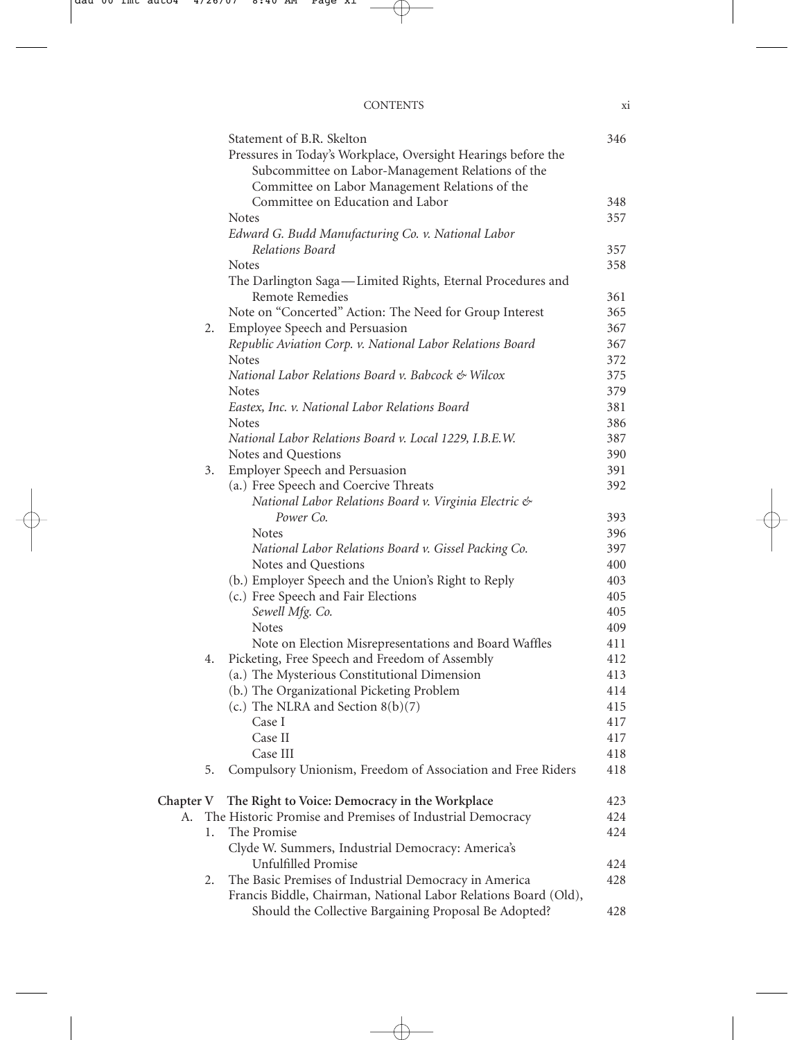Statement of B.R. Skelton — 346

Pressures in Today's Workplace, Oversight Hearings before the Subcommittee on Labor-Management Relations of the Committee on Labor Management Relations of the Committee on Education and Labor — 348

Notes — 357

*Edward G. Budd Manufacturing Co. v. National Labor Relations Board* — 357

Notes — 358

The Darlington Saga—Limited Rights, Eternal Procedures and Remote Remedies — 361

Note on "Concerted" Action: The Need for Group Interest — 365

2. Employee Speech and Persuasion — 367

*Republic Aviation Corp. v. National Labor Relations Board* — 367

Notes — 372

*National Labor Relations Board v. Babcock & Wilcox* — 375

Notes — 379

*Eastex, Inc. v. National Labor Relations Board* — 381

Notes — 386

*National Labor Relations Board v. Local 1229, I.B.E.W.* — 387

Notes and Questions — 390

3. Employer Speech and Persuasion — 391

(a.) Free Speech and Coercive Threats — 392

*National Labor Relations Board v. Virginia Electric & Power Co.* — 393

Notes — 396

*National Labor Relations Board v. Gissel Packing Co.* — 397

Notes and Questions — 400

(b.) Employer Speech and the Union's Right to Reply — 403

(c.) Free Speech and Fair Elections — 405

*Sewell Mfg. Co.* — 405

Notes — 409

Note on Election Misrepresentations and Board Waffles — 411

4. Picketing, Free Speech and Freedom of Assembly — 412

(a.) The Mysterious Constitutional Dimension — 413

(b.) The Organizational Picketing Problem — 414

(c.) The NLRA and Section 8(b)(7) — 415

Case I — 417

Case II — 417

Case III — 418

5. Compulsory Unionism, Freedom of Association and Free Riders — 418

**Chapter V The Right to Voice: Democracy in the Workplace** — 423

A. The Historic Promise and Premises of Industrial Democracy — 424

1. The Promise — 424

Clyde W. Summers, Industrial Democracy: America's Unfulfilled Promise — 424

2. The Basic Premises of Industrial Democracy in America — 428

Francis Biddle, Chairman, National Labor Relations Board (Old), Should the Collective Bargaining Proposal Be Adopted? — 428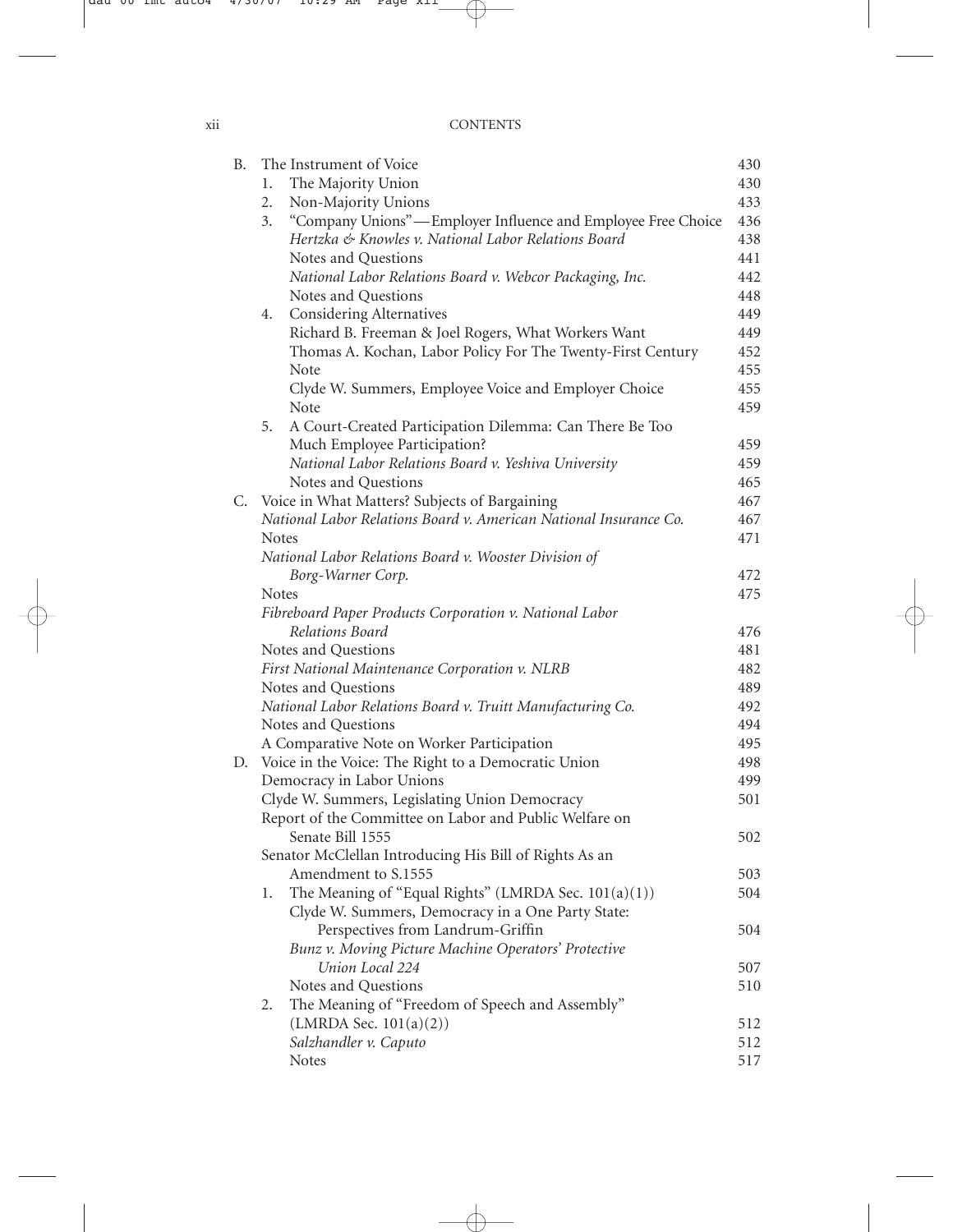| | | |
|---|---|---|
| B. | The Instrument of Voice | 430 |
| | 1. The Majority Union | 430 |
| | 2. Non-Majority Unions | 433 |
| | 3. "Company Unions"—Employer Influence and Employee Free Choice | 436 |
| | *Hertzka & Knowles v. National Labor Relations Board* | 438 |
| | Notes and Questions | 441 |
| | *National Labor Relations Board v. Webcor Packaging, Inc.* | 442 |
| | Notes and Questions | 448 |
| | 4. Considering Alternatives | 449 |
| | Richard B. Freeman & Joel Rogers, What Workers Want | 449 |
| | Thomas A. Kochan, Labor Policy For The Twenty-First Century | 452 |
| | Note | 455 |
| | Clyde W. Summers, Employee Voice and Employer Choice | 455 |
| | Note | 459 |
| | 5. A Court-Created Participation Dilemma: Can There Be Too Much Employee Participation? | 459 |
| | *National Labor Relations Board v. Yeshiva University* | 459 |
| | Notes and Questions | 465 |
| C. | Voice in What Matters? Subjects of Bargaining | 467 |
| | *National Labor Relations Board v. American National Insurance Co.* | 467 |
| | Notes | 471 |
| | *National Labor Relations Board v. Wooster Division of Borg-Warner Corp.* | 472 |
| | Notes | 475 |
| | *Fibreboard Paper Products Corporation v. National Labor Relations Board* | 476 |
| | Notes and Questions | 481 |
| | *First National Maintenance Corporation v. NLRB* | 482 |
| | Notes and Questions | 489 |
| | *National Labor Relations Board v. Truitt Manufacturing Co.* | 492 |
| | Notes and Questions | 494 |
| | A Comparative Note on Worker Participation | 495 |
| D. | Voice in the Voice: The Right to a Democratic Union | 498 |
| | Democracy in Labor Unions | 499 |
| | Clyde W. Summers, Legislating Union Democracy | 501 |
| | Report of the Committee on Labor and Public Welfare on Senate Bill 1555 | 502 |
| | Senator McClellan Introducing His Bill of Rights As an Amendment to S.1555 | 503 |
| | 1. The Meaning of "Equal Rights" (LMRDA Sec. 101(a)(1)) | 504 |
| | Clyde W. Summers, Democracy in a One Party State: Perspectives from Landrum-Griffin | 504 |
| | *Bunz v. Moving Picture Machine Operators' Protective Union Local 224* | 507 |
| | Notes and Questions | 510 |
| | 2. The Meaning of "Freedom of Speech and Assembly" (LMRDA Sec. 101(a)(2)) | 512 |
| | *Salzhandler v. Caputo* | 512 |
| | Notes | 517 |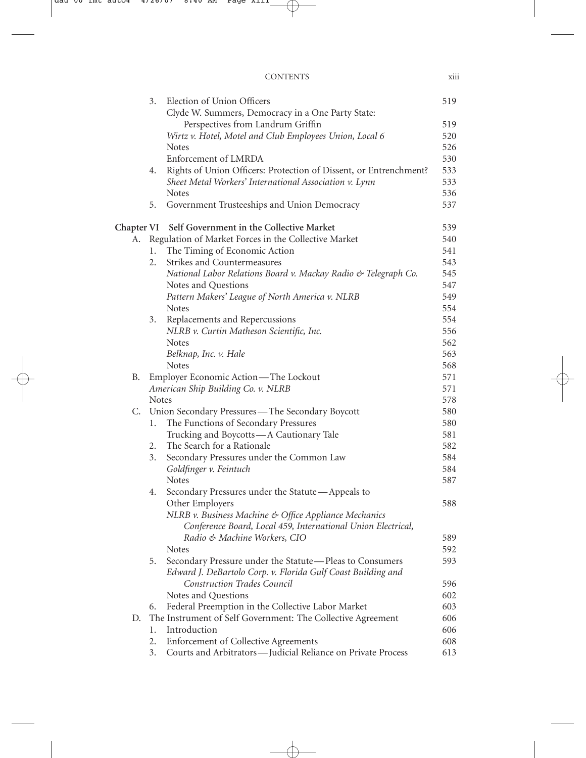3. Election of Union Officers 519
   Clyde W. Summers, Democracy in a One Party State: Perspectives from Landrum Griffin 519
   *Wirtz v. Hotel, Motel and Club Employees Union, Local 6* 520
   Notes 526
   Enforcement of LMRDA 530
4. Rights of Union Officers: Protection of Dissent, or Entrenchment? 533
   *Sheet Metal Workers' International Association v. Lynn* 533
   Notes 536
5. Government Trusteeships and Union Democracy 537

**Chapter VI Self Government in the Collective Market** 539

A. Regulation of Market Forces in the Collective Market 540
   1. The Timing of Economic Action 541
   2. Strikes and Countermeasures 543
      *National Labor Relations Board v. Mackay Radio & Telegraph Co.* 545
      Notes and Questions 547
      *Pattern Makers' League of North America v. NLRB* 549
      Notes 554
   3. Replacements and Repercussions 554
      *NLRB v. Curtin Matheson Scientific, Inc.* 556
      Notes 562
      *Belknap, Inc. v. Hale* 563
      Notes 568

B. Employer Economic Action—The Lockout 571
   *American Ship Building Co. v. NLRB* 571
   Notes 578

C. Union Secondary Pressures—The Secondary Boycott 580
   1. The Functions of Secondary Pressures 580
      Trucking and Boycotts—A Cautionary Tale 581
   2. The Search for a Rationale 582
   3. Secondary Pressures under the Common Law 584
      *Goldfinger v. Feintuch* 584
      Notes 587
   4. Secondary Pressures under the Statute—Appeals to Other Employers 588
      *NLRB v. Business Machine & Office Appliance Mechanics Conference Board, Local 459, International Union Electrical, Radio & Machine Workers, CIO* 589
      Notes 592
   5. Secondary Pressure under the Statute—Pleas to Consumers 593
      *Edward J. DeBartolo Corp. v. Florida Gulf Coast Building and Construction Trades Council* 596
      Notes and Questions 602
   6. Federal Preemption in the Collective Labor Market 603

D. The Instrument of Self Government: The Collective Agreement 606
   1. Introduction 606
   2. Enforcement of Collective Agreements 608
   3. Courts and Arbitrators—Judicial Reliance on Private Process 613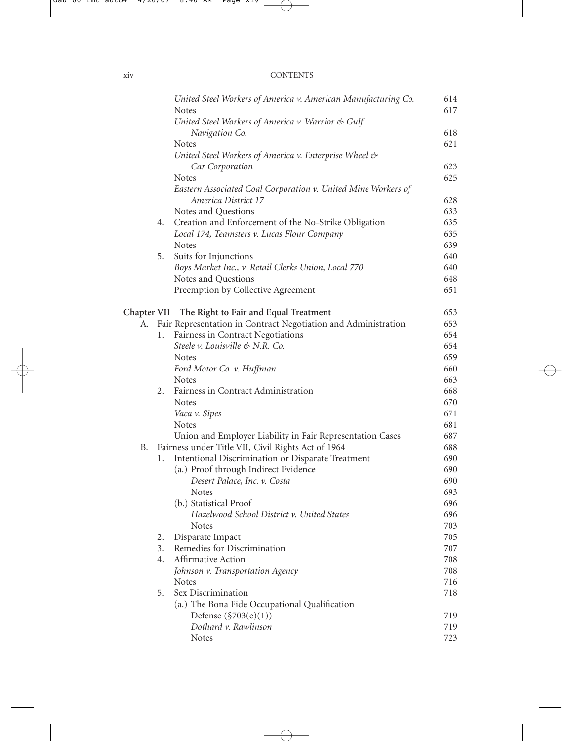*United Steel Workers of America v. American Manufacturing Co.* 614
Notes 617
*United Steel Workers of America v. Warrior & Gulf Navigation Co.* 618
Notes 621
*United Steel Workers of America v. Enterprise Wheel & Car Corporation* 623
Notes 625
*Eastern Associated Coal Corporation v. United Mine Workers of America District 17* 628
Notes and Questions 633

4. Creation and Enforcement of the No-Strike Obligation 635
   *Local 174, Teamsters v. Lucas Flour Company* 635
   Notes 639
5. Suits for Injunctions 640
   *Boys Market Inc., v. Retail Clerks Union, Local 770* 640
   Notes and Questions 648
   Preemption by Collective Agreement 651

**Chapter VII The Right to Fair and Equal Treatment** 653

A. Fair Representation in Contract Negotiation and Administration 653
   1. Fairness in Contract Negotiations 654
      *Steele v. Louisville & N.R. Co.* 654
      Notes 659
      *Ford Motor Co. v. Huffman* 660
      Notes 663
   2. Fairness in Contract Administration 668
      Notes 670
      *Vaca v. Sipes* 671
      Notes 681
      Union and Employer Liability in Fair Representation Cases 687

B. Fairness under Title VII, Civil Rights Act of 1964 688
   1. Intentional Discrimination or Disparate Treatment 690
      (a.) Proof through Indirect Evidence 690
         *Desert Palace, Inc. v. Costa* 690
         Notes 693
      (b.) Statistical Proof 696
         *Hazelwood School District v. United States* 696
         Notes 703
   2. Disparate Impact 705
   3. Remedies for Discrimination 707
   4. Affirmative Action 708
      *Johnson v. Transportation Agency* 708
      Notes 716
   5. Sex Discrimination 718
      (a.) The Bona Fide Occupational Qualification Defense (§703(e)(1)) 719
         *Dothard v. Rawlinson* 719
         Notes 723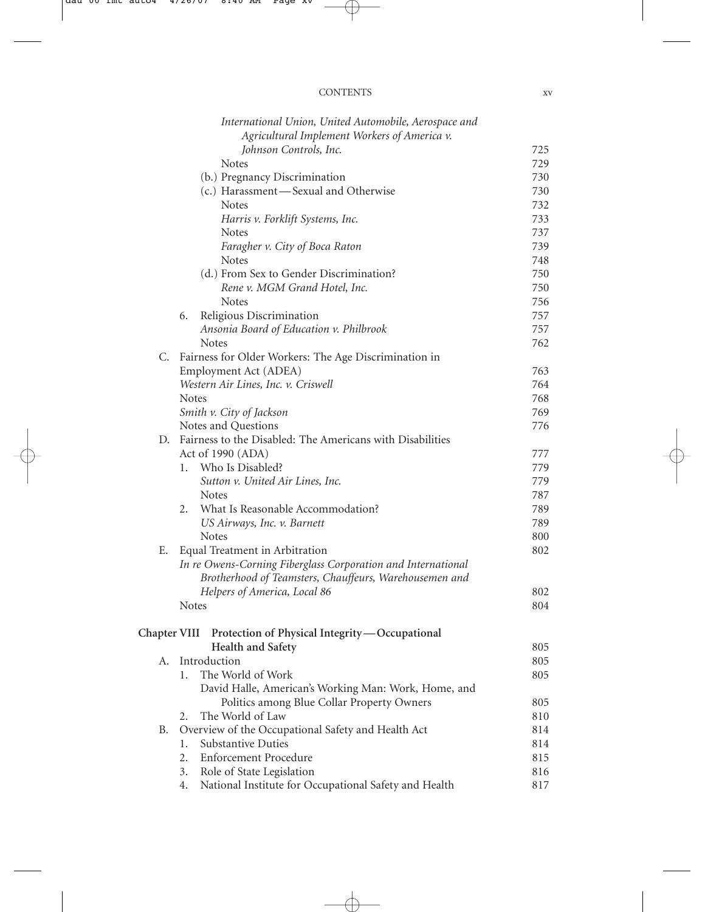*International Union, United Automobile, Aerospace and Agricultural Implement Workers of America v. Johnson Controls, Inc.* 725

Notes 729

(b.) Pregnancy Discrimination 730

(c.) Harassment—Sexual and Otherwise 730

Notes 732

*Harris v. Forklift Systems, Inc.* 733

Notes 737

*Faragher v. City of Boca Raton* 739

Notes 748

(d.) From Sex to Gender Discrimination? 750

*Rene v. MGM Grand Hotel, Inc.* 750

Notes 756

6. Religious Discrimination 757

*Ansonia Board of Education v. Philbrook* 757

Notes 762

C. Fairness for Older Workers: The Age Discrimination in Employment Act (ADEA) 763

*Western Air Lines, Inc. v. Criswell* 764

Notes 768

*Smith v. City of Jackson* 769

Notes and Questions 776

D. Fairness to the Disabled: The Americans with Disabilities Act of 1990 (ADA) 777

1. Who Is Disabled? 779

*Sutton v. United Air Lines, Inc.* 779

Notes 787

2. What Is Reasonable Accommodation? 789

*US Airways, Inc. v. Barnett* 789

Notes 800

E. Equal Treatment in Arbitration 802

*In re Owens-Corning Fiberglass Corporation and International Brotherhood of Teamsters, Chauffeurs, Warehousemen and Helpers of America, Local 86* 802

Notes 804

**Chapter VIII Protection of Physical Integrity—Occupational Health and Safety** 805

A. Introduction 805

1. The World of Work 805

David Halle, American's Working Man: Work, Home, and Politics among Blue Collar Property Owners 805

2. The World of Law 810

B. Overview of the Occupational Safety and Health Act 814

1. Substantive Duties 814

2. Enforcement Procedure 815

3. Role of State Legislation 816

4. National Institute for Occupational Safety and Health 817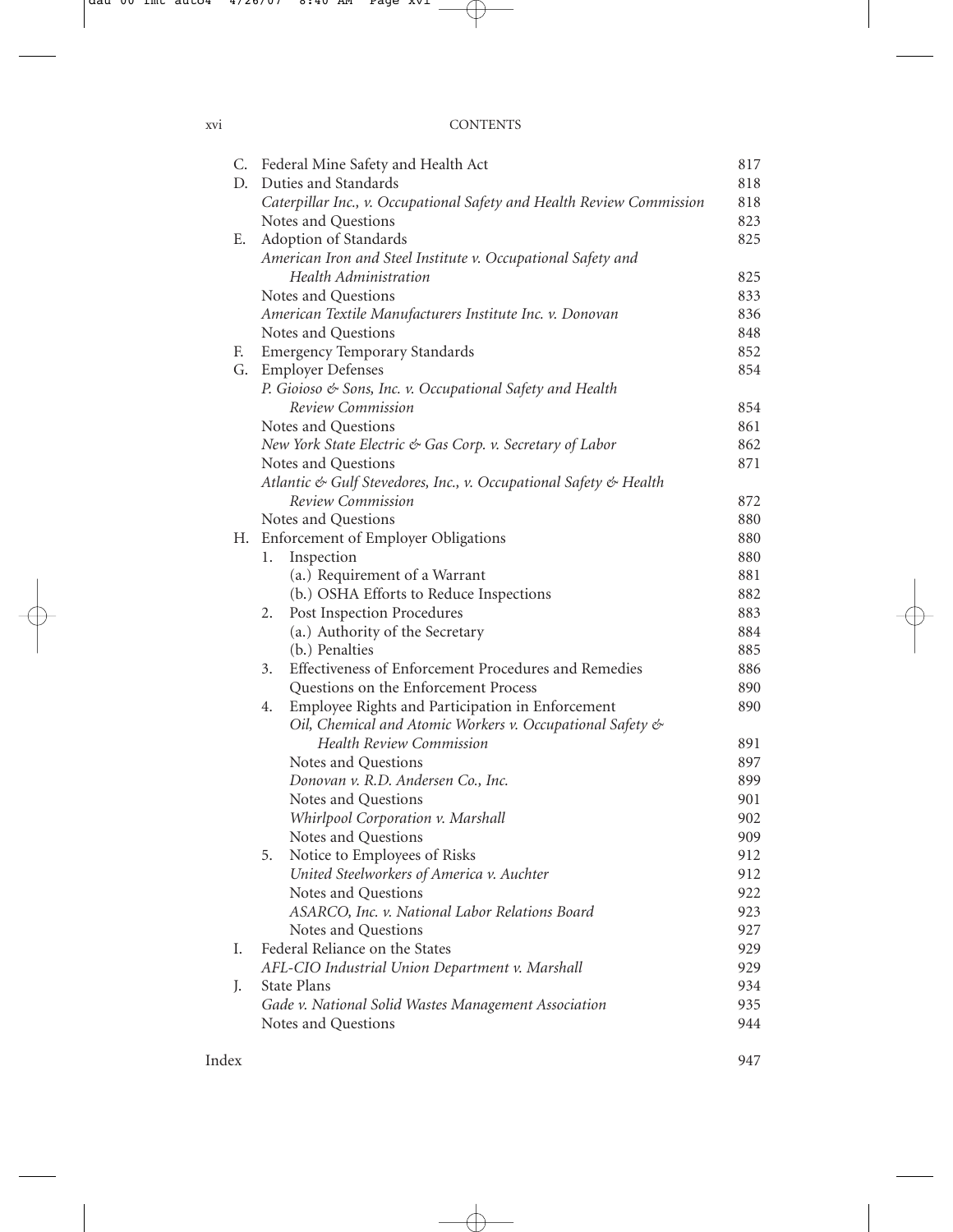C. Federal Mine Safety and Health Act 817

D. Duties and Standards 818

*Caterpillar Inc., v. Occupational Safety and Health Review Commission* 818

Notes and Questions 823

E. Adoption of Standards 825

*American Iron and Steel Institute v. Occupational Safety and Health Administration* 825

Notes and Questions 833

*American Textile Manufacturers Institute Inc. v. Donovan* 836

Notes and Questions 848

F. Emergency Temporary Standards 852

G. Employer Defenses 854

*P. Gioioso & Sons, Inc. v. Occupational Safety and Health Review Commission* 854

Notes and Questions 861

*New York State Electric & Gas Corp. v. Secretary of Labor* 862

Notes and Questions 871

*Atlantic & Gulf Stevedores, Inc., v. Occupational Safety & Health Review Commission* 872

Notes and Questions 880

H. Enforcement of Employer Obligations 880

1. Inspection 880
   - (a.) Requirement of a Warrant 881
   - (b.) OSHA Efforts to Reduce Inspections 882
2. Post Inspection Procedures 883
   - (a.) Authority of the Secretary 884
   - (b.) Penalties 885
3. Effectiveness of Enforcement Procedures and Remedies 886

   Questions on the Enforcement Process 890
4. Employee Rights and Participation in Enforcement 890

   *Oil, Chemical and Atomic Workers v. Occupational Safety & Health Review Commission* 891

   Notes and Questions 897

   *Donovan v. R.D. Andersen Co., Inc.* 899

   Notes and Questions 901

   *Whirlpool Corporation v. Marshall* 902

   Notes and Questions 909
5. Notice to Employees of Risks 912

   *United Steelworkers of America v. Auchter* 912

   Notes and Questions 922

   *ASARCO, Inc. v. National Labor Relations Board* 923

   Notes and Questions 927

I. Federal Reliance on the States 929

*AFL-CIO Industrial Union Department v. Marshall* 929

J. State Plans 934

*Gade v. National Solid Wastes Management Association* 935

Notes and Questions 944

Index 947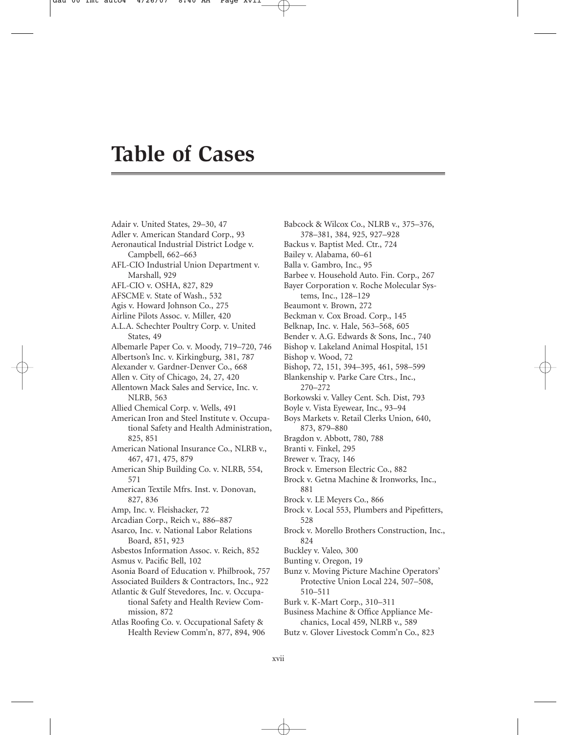# Table of Cases

Adair v. United States, 29–30, 47
Adler v. American Standard Corp., 93
Aeronautical Industrial District Lodge v. Campbell, 662–663
AFL-CIO Industrial Union Department v. Marshall, 929
AFL-CIO v. OSHA, 827, 829
AFSCME v. State of Wash., 532
Agis v. Howard Johnson Co., 275
Airline Pilots Assoc. v. Miller, 420
A.L.A. Schechter Poultry Corp. v. United States, 49
Albemarle Paper Co. v. Moody, 719–720, 746
Albertson's Inc. v. Kirkingburg, 381, 787
Alexander v. Gardner-Denver Co., 668
Allen v. City of Chicago, 24, 27, 420
Allentown Mack Sales and Service, Inc. v. NLRB, 563
Allied Chemical Corp. v. Wells, 491
American Iron and Steel Institute v. Occupational Safety and Health Administration, 825, 851
American National Insurance Co., NLRB v., 467, 471, 475, 879
American Ship Building Co. v. NLRB, 554, 571
American Textile Mfrs. Inst. v. Donovan, 827, 836
Amp, Inc. v. Fleishacker, 72
Arcadian Corp., Reich v., 886–887
Asarco, Inc. v. National Labor Relations Board, 851, 923
Asbestos Information Assoc. v. Reich, 852
Asmus v. Pacific Bell, 102
Asonia Board of Education v. Philbrook, 757
Associated Builders & Contractors, Inc., 922
Atlantic & Gulf Stevedores, Inc. v. Occupational Safety and Health Review Commission, 872
Atlas Roofing Co. v. Occupational Safety & Health Review Comm'n, 877, 894, 906
Babcock & Wilcox Co., NLRB v., 375–376, 378–381, 384, 925, 927–928
Backus v. Baptist Med. Ctr., 724
Bailey v. Alabama, 60–61
Balla v. Gambro, Inc., 95
Barbee v. Household Auto. Fin. Corp., 267
Bayer Corporation v. Roche Molecular Systems, Inc., 128–129
Beaumont v. Brown, 272
Beckman v. Cox Broad. Corp., 145
Belknap, Inc. v. Hale, 563–568, 605
Bender v. A.G. Edwards & Sons, Inc., 740
Bishop v. Lakeland Animal Hospital, 151
Bishop v. Wood, 72
Bishop, 72, 151, 394–395, 461, 598–599
Blankenship v. Parke Care Ctrs., Inc., 270–272
Borkowski v. Valley Cent. Sch. Dist, 793
Boyle v. Vista Eyewear, Inc., 93–94
Boys Markets v. Retail Clerks Union, 640, 873, 879–880
Bragdon v. Abbott, 780, 788
Branti v. Finkel, 295
Brewer v. Tracy, 146
Brock v. Emerson Electric Co., 882
Brock v. Getna Machine & Ironworks, Inc., 881
Brock v. LE Meyers Co., 866
Brock v. Local 553, Plumbers and Pipefitters, 528
Brock v. Morello Brothers Construction, Inc., 824
Buckley v. Valeo, 300
Bunting v. Oregon, 19
Bunz v. Moving Picture Machine Operators' Protective Union Local 224, 507–508, 510–511
Burk v. K-Mart Corp., 310–311
Business Machine & Office Appliance Mechanics, Local 459, NLRB v., 589
Butz v. Glover Livestock Comm'n Co., 823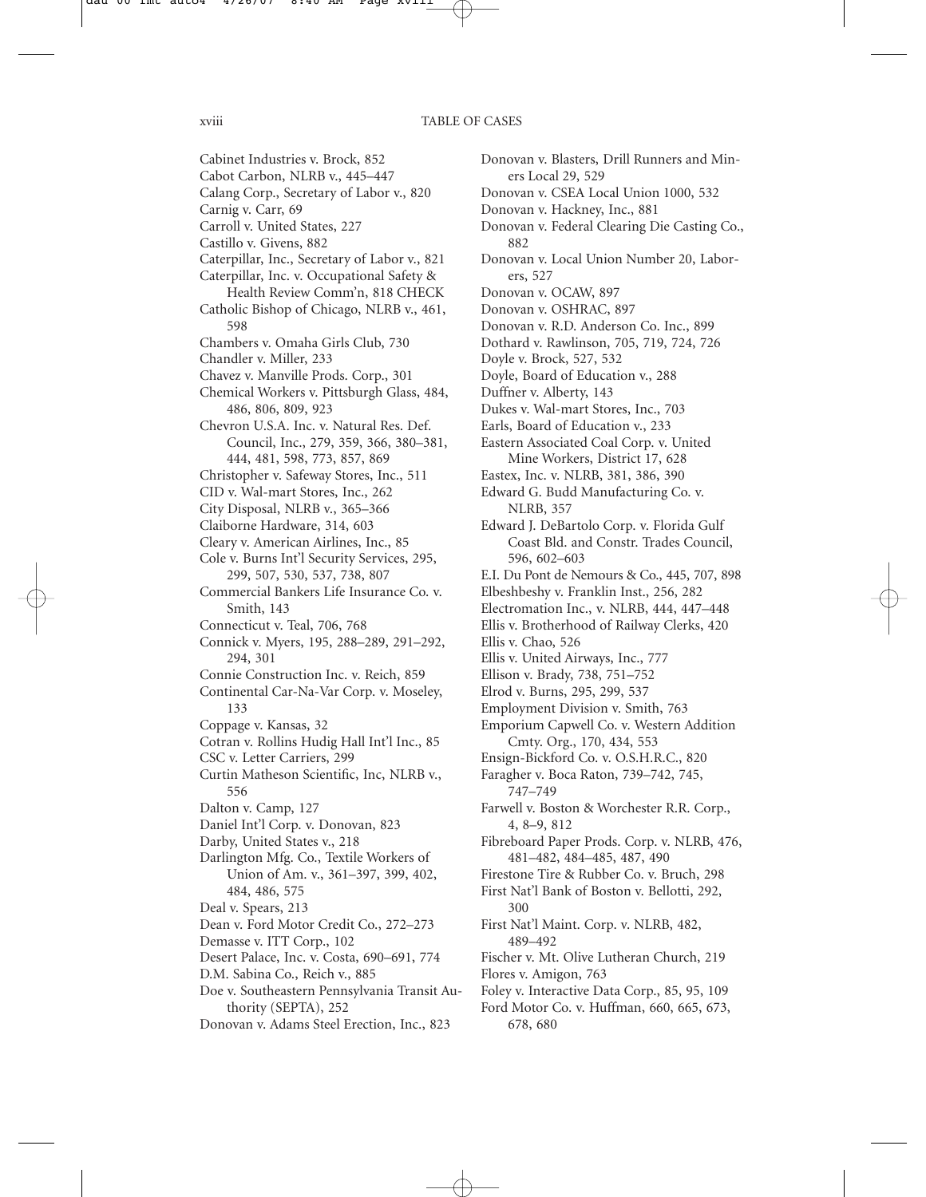Cabinet Industries v. Brock, 852
Cabot Carbon, NLRB v., 445–447
Calang Corp., Secretary of Labor v., 820
Carnig v. Carr, 69
Carroll v. United States, 227
Castillo v. Givens, 882
Caterpillar, Inc., Secretary of Labor v., 821
Caterpillar, Inc. v. Occupational Safety & Health Review Comm'n, 818 CHECK
Catholic Bishop of Chicago, NLRB v., 461, 598
Chambers v. Omaha Girls Club, 730
Chandler v. Miller, 233
Chavez v. Manville Prods. Corp., 301
Chemical Workers v. Pittsburgh Glass, 484, 486, 806, 809, 923
Chevron U.S.A. Inc. v. Natural Res. Def. Council, Inc., 279, 359, 366, 380–381, 444, 481, 598, 773, 857, 869
Christopher v. Safeway Stores, Inc., 511
CID v. Wal-mart Stores, Inc., 262
City Disposal, NLRB v., 365–366
Claiborne Hardware, 314, 603
Cleary v. American Airlines, Inc., 85
Cole v. Burns Int'l Security Services, 295, 299, 507, 530, 537, 738, 807
Commercial Bankers Life Insurance Co. v. Smith, 143
Connecticut v. Teal, 706, 768
Connick v. Myers, 195, 288–289, 291–292, 294, 301
Connie Construction Inc. v. Reich, 859
Continental Car-Na-Var Corp. v. Moseley, 133
Coppage v. Kansas, 32
Cotran v. Rollins Hudig Hall Int'l Inc., 85
CSC v. Letter Carriers, 299
Curtin Matheson Scientific, Inc, NLRB v., 556
Dalton v. Camp, 127
Daniel Int'l Corp. v. Donovan, 823
Darby, United States v., 218
Darlington Mfg. Co., Textile Workers of Union of Am. v., 361–397, 399, 402, 484, 486, 575
Deal v. Spears, 213
Dean v. Ford Motor Credit Co., 272–273
Demasse v. ITT Corp., 102
Desert Palace, Inc. v. Costa, 690–691, 774
D.M. Sabina Co., Reich v., 885
Doe v. Southeastern Pennsylvania Transit Authority (SEPTA), 252
Donovan v. Adams Steel Erection, Inc., 823
Donovan v. Blasters, Drill Runners and Miners Local 29, 529
Donovan v. CSEA Local Union 1000, 532
Donovan v. Hackney, Inc., 881
Donovan v. Federal Clearing Die Casting Co., 882
Donovan v. Local Union Number 20, Laborers, 527
Donovan v. OCAW, 897
Donovan v. OSHRAC, 897
Donovan v. R.D. Anderson Co. Inc., 899
Dothard v. Rawlinson, 705, 719, 724, 726
Doyle v. Brock, 527, 532
Doyle, Board of Education v., 288
Duffner v. Alberty, 143
Dukes v. Wal-mart Stores, Inc., 703
Earls, Board of Education v., 233
Eastern Associated Coal Corp. v. United Mine Workers, District 17, 628
Eastex, Inc. v. NLRB, 381, 386, 390
Edward G. Budd Manufacturing Co. v. NLRB, 357
Edward J. DeBartolo Corp. v. Florida Gulf Coast Bld. and Constr. Trades Council, 596, 602–603
E.I. Du Pont de Nemours & Co., 445, 707, 898
Elbeshbeshy v. Franklin Inst., 256, 282
Electromation Inc., v. NLRB, 444, 447–448
Ellis v. Brotherhood of Railway Clerks, 420
Ellis v. Chao, 526
Ellis v. United Airways, Inc., 777
Ellison v. Brady, 738, 751–752
Elrod v. Burns, 295, 299, 537
Employment Division v. Smith, 763
Emporium Capwell Co. v. Western Addition Cmty. Org., 170, 434, 553
Ensign-Bickford Co. v. O.S.H.R.C., 820
Faragher v. Boca Raton, 739–742, 745, 747–749
Farwell v. Boston & Worchester R.R. Corp., 4, 8–9, 812
Fibreboard Paper Prods. Corp. v. NLRB, 476, 481–482, 484–485, 487, 490
Firestone Tire & Rubber Co. v. Bruch, 298
First Nat'l Bank of Boston v. Bellotti, 292, 300
First Nat'l Maint. Corp. v. NLRB, 482, 489–492
Fischer v. Mt. Olive Lutheran Church, 219
Flores v. Amigon, 763
Foley v. Interactive Data Corp., 85, 95, 109
Ford Motor Co. v. Huffman, 660, 665, 673, 678, 680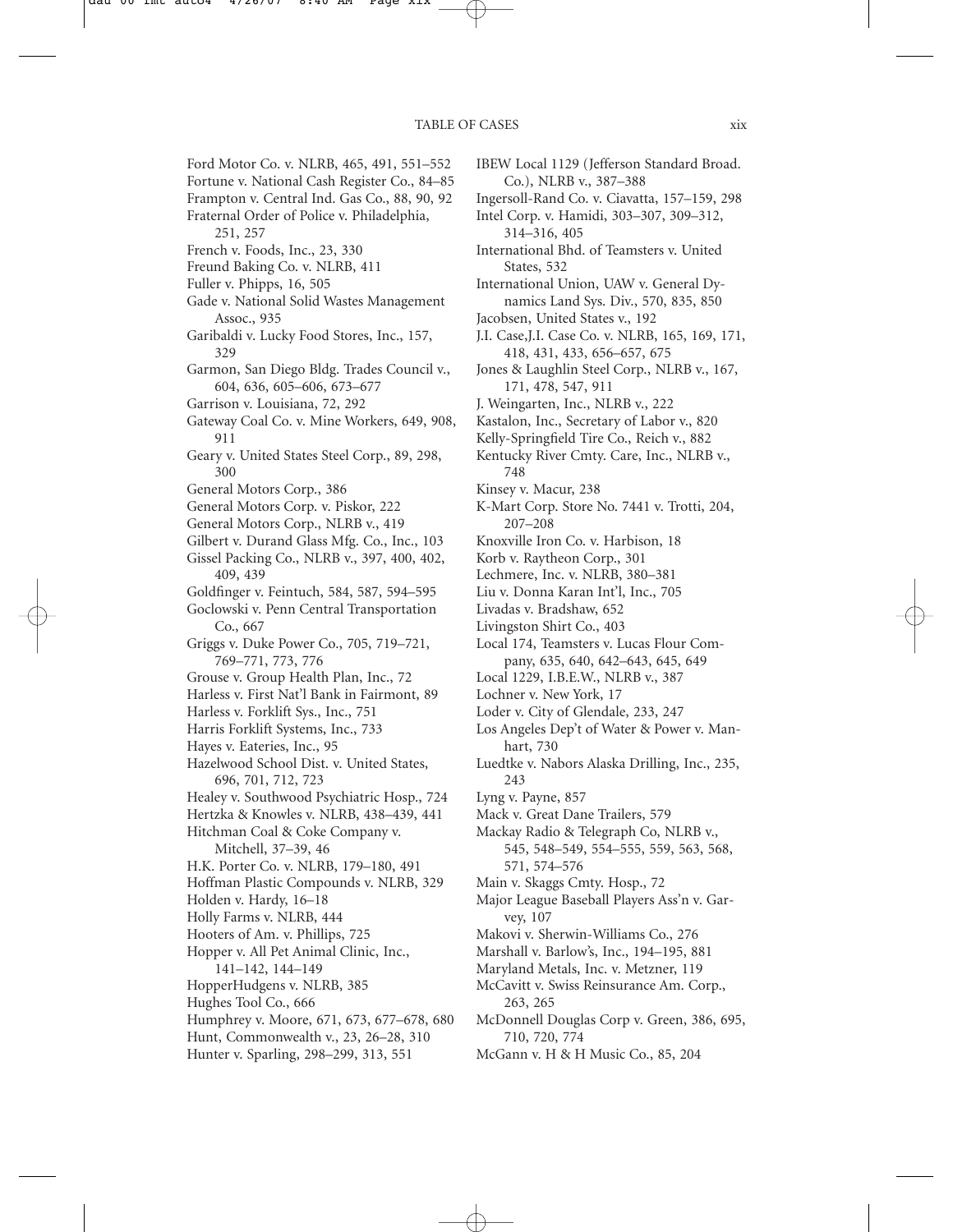Ford Motor Co. v. NLRB, 465, 491, 551–552
Fortune v. National Cash Register Co., 84–85
Frampton v. Central Ind. Gas Co., 88, 90, 92
Fraternal Order of Police v. Philadelphia, 251, 257
French v. Foods, Inc., 23, 330
Freund Baking Co. v. NLRB, 411
Fuller v. Phipps, 16, 505
Gade v. National Solid Wastes Management Assoc., 935
Garibaldi v. Lucky Food Stores, Inc., 157, 329
Garmon, San Diego Bldg. Trades Council v., 604, 636, 605–606, 673–677
Garrison v. Louisiana, 72, 292
Gateway Coal Co. v. Mine Workers, 649, 908, 911
Geary v. United States Steel Corp., 89, 298, 300
General Motors Corp., 386
General Motors Corp. v. Piskor, 222
General Motors Corp., NLRB v., 419
Gilbert v. Durand Glass Mfg. Co., Inc., 103
Gissel Packing Co., NLRB v., 397, 400, 402, 409, 439
Goldfinger v. Feintuch, 584, 587, 594–595
Goclowski v. Penn Central Transportation Co., 667
Griggs v. Duke Power Co., 705, 719–721, 769–771, 773, 776
Grouse v. Group Health Plan, Inc., 72
Harless v. First Nat'l Bank in Fairmont, 89
Harless v. Forklift Sys., Inc., 751
Harris Forklift Systems, Inc., 733
Hayes v. Eateries, Inc., 95
Hazelwood School Dist. v. United States, 696, 701, 712, 723
Healey v. Southwood Psychiatric Hosp., 724
Hertzka & Knowles v. NLRB, 438–439, 441
Hitchman Coal & Coke Company v. Mitchell, 37–39, 46
H.K. Porter Co. v. NLRB, 179–180, 491
Hoffman Plastic Compounds v. NLRB, 329
Holden v. Hardy, 16–18
Holly Farms v. NLRB, 444
Hooters of Am. v. Phillips, 725
Hopper v. All Pet Animal Clinic, Inc., 141–142, 144–149
HopperHudgens v. NLRB, 385
Hughes Tool Co., 666
Humphrey v. Moore, 671, 673, 677–678, 680
Hunt, Commonwealth v., 23, 26–28, 310
Hunter v. Sparling, 298–299, 313, 551
IBEW Local 1129 (Jefferson Standard Broad. Co.), NLRB v., 387–388
Ingersoll-Rand Co. v. Ciavatta, 157–159, 298
Intel Corp. v. Hamidi, 303–307, 309–312, 314–316, 405
International Bhd. of Teamsters v. United States, 532
International Union, UAW v. General Dynamics Land Sys. Div., 570, 835, 850
Jacobsen, United States v., 192
J.I. Case,J.I. Case Co. v. NLRB, 165, 169, 171, 418, 431, 433, 656–657, 675
Jones & Laughlin Steel Corp., NLRB v., 167, 171, 478, 547, 911
J. Weingarten, Inc., NLRB v., 222
Kastalon, Inc., Secretary of Labor v., 820
Kelly-Springfield Tire Co., Reich v., 882
Kentucky River Cmty. Care, Inc., NLRB v., 748
Kinsey v. Macur, 238
K-Mart Corp. Store No. 7441 v. Trotti, 204, 207–208
Knoxville Iron Co. v. Harbison, 18
Korb v. Raytheon Corp., 301
Lechmere, Inc. v. NLRB, 380–381
Liu v. Donna Karan Int'l, Inc., 705
Livadas v. Bradshaw, 652
Livingston Shirt Co., 403
Local 174, Teamsters v. Lucas Flour Company, 635, 640, 642–643, 645, 649
Local 1229, I.B.E.W., NLRB v., 387
Lochner v. New York, 17
Loder v. City of Glendale, 233, 247
Los Angeles Dep't of Water & Power v. Manhart, 730
Luedtke v. Nabors Alaska Drilling, Inc., 235, 243
Lyng v. Payne, 857
Mack v. Great Dane Trailers, 579
Mackay Radio & Telegraph Co, NLRB v., 545, 548–549, 554–555, 559, 563, 568, 571, 574–576
Main v. Skaggs Cmty. Hosp., 72
Major League Baseball Players Ass'n v. Garvey, 107
Makovi v. Sherwin-Williams Co., 276
Marshall v. Barlow's, Inc., 194–195, 881
Maryland Metals, Inc. v. Metzner, 119
McCavitt v. Swiss Reinsurance Am. Corp., 263, 265
McDonnell Douglas Corp v. Green, 386, 695, 710, 720, 774
McGann v. H & H Music Co., 85, 204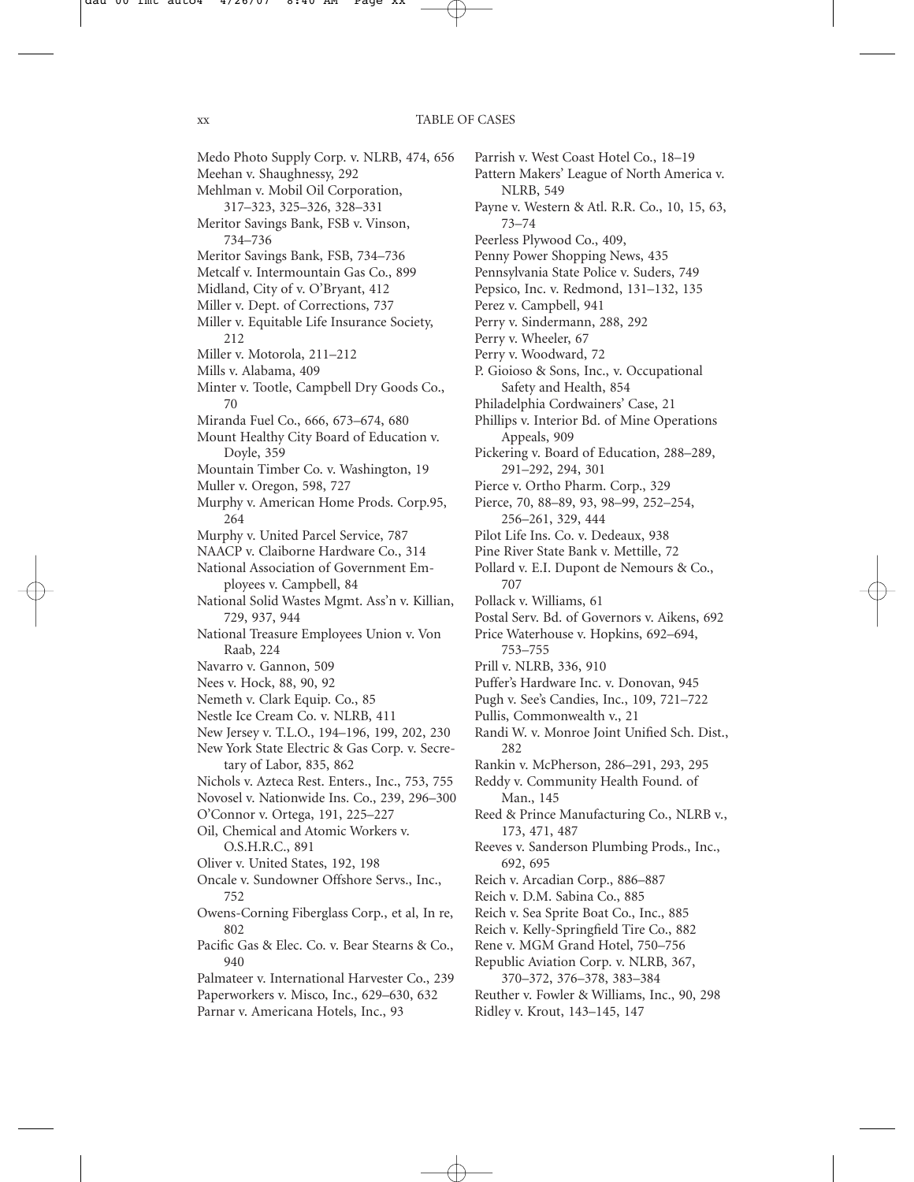Medo Photo Supply Corp. v. NLRB, 474, 656
Meehan v. Shaughnessy, 292
Mehlman v. Mobil Oil Corporation, 317–323, 325–326, 328–331
Meritor Savings Bank, FSB v. Vinson, 734–736
Meritor Savings Bank, FSB, 734–736
Metcalf v. Intermountain Gas Co., 899
Midland, City of v. O'Bryant, 412
Miller v. Dept. of Corrections, 737
Miller v. Equitable Life Insurance Society, 212
Miller v. Motorola, 211–212
Mills v. Alabama, 409
Minter v. Tootle, Campbell Dry Goods Co., 70
Miranda Fuel Co., 666, 673–674, 680
Mount Healthy City Board of Education v. Doyle, 359
Mountain Timber Co. v. Washington, 19
Muller v. Oregon, 598, 727
Murphy v. American Home Prods. Corp.95, 264
Murphy v. United Parcel Service, 787
NAACP v. Claiborne Hardware Co., 314
National Association of Government Employees v. Campbell, 84
National Solid Wastes Mgmt. Ass'n v. Killian, 729, 937, 944
National Treasure Employees Union v. Von Raab, 224
Navarro v. Gannon, 509
Nees v. Hock, 88, 90, 92
Nemeth v. Clark Equip. Co., 85
Nestle Ice Cream Co. v. NLRB, 411
New Jersey v. T.L.O., 194–196, 199, 202, 230
New York State Electric & Gas Corp. v. Secretary of Labor, 835, 862
Nichols v. Azteca Rest. Enters., Inc., 753, 755
Novosel v. Nationwide Ins. Co., 239, 296–300
O'Connor v. Ortega, 191, 225–227
Oil, Chemical and Atomic Workers v. O.S.H.R.C., 891
Oliver v. United States, 192, 198
Oncale v. Sundowner Offshore Servs., Inc., 752
Owens-Corning Fiberglass Corp., et al, In re, 802
Pacific Gas & Elec. Co. v. Bear Stearns & Co., 940
Palmateer v. International Harvester Co., 239
Paperworkers v. Misco, Inc., 629–630, 632
Parnar v. Americana Hotels, Inc., 93
Parrish v. West Coast Hotel Co., 18–19
Pattern Makers' League of North America v. NLRB, 549
Payne v. Western & Atl. R.R. Co., 10, 15, 63, 73–74
Peerless Plywood Co., 409,
Penny Power Shopping News, 435
Pennsylvania State Police v. Suders, 749
Pepsico, Inc. v. Redmond, 131–132, 135
Perez v. Campbell, 941
Perry v. Sindermann, 288, 292
Perry v. Wheeler, 67
Perry v. Woodward, 72
P. Gioioso & Sons, Inc., v. Occupational Safety and Health, 854
Philadelphia Cordwainers' Case, 21
Phillips v. Interior Bd. of Mine Operations Appeals, 909
Pickering v. Board of Education, 288–289, 291–292, 294, 301
Pierce v. Ortho Pharm. Corp., 329
Pierce, 70, 88–89, 93, 98–99, 252–254, 256–261, 329, 444
Pilot Life Ins. Co. v. Dedeaux, 938
Pine River State Bank v. Mettille, 72
Pollard v. E.I. Dupont de Nemours & Co., 707
Pollack v. Williams, 61
Postal Serv. Bd. of Governors v. Aikens, 692
Price Waterhouse v. Hopkins, 692–694, 753–755
Prill v. NLRB, 336, 910
Puffer's Hardware Inc. v. Donovan, 945
Pugh v. See's Candies, Inc., 109, 721–722
Pullis, Commonwealth v., 21
Randi W. v. Monroe Joint Unified Sch. Dist., 282
Rankin v. McPherson, 286–291, 293, 295
Reddy v. Community Health Found. of Man., 145
Reed & Prince Manufacturing Co., NLRB v., 173, 471, 487
Reeves v. Sanderson Plumbing Prods., Inc., 692, 695
Reich v. Arcadian Corp., 886–887
Reich v. D.M. Sabina Co., 885
Reich v. Sea Sprite Boat Co., Inc., 885
Reich v. Kelly-Springfield Tire Co., 882
Rene v. MGM Grand Hotel, 750–756
Republic Aviation Corp. v. NLRB, 367, 370–372, 376–378, 383–384
Reuther v. Fowler & Williams, Inc., 90, 298
Ridley v. Krout, 143–145, 147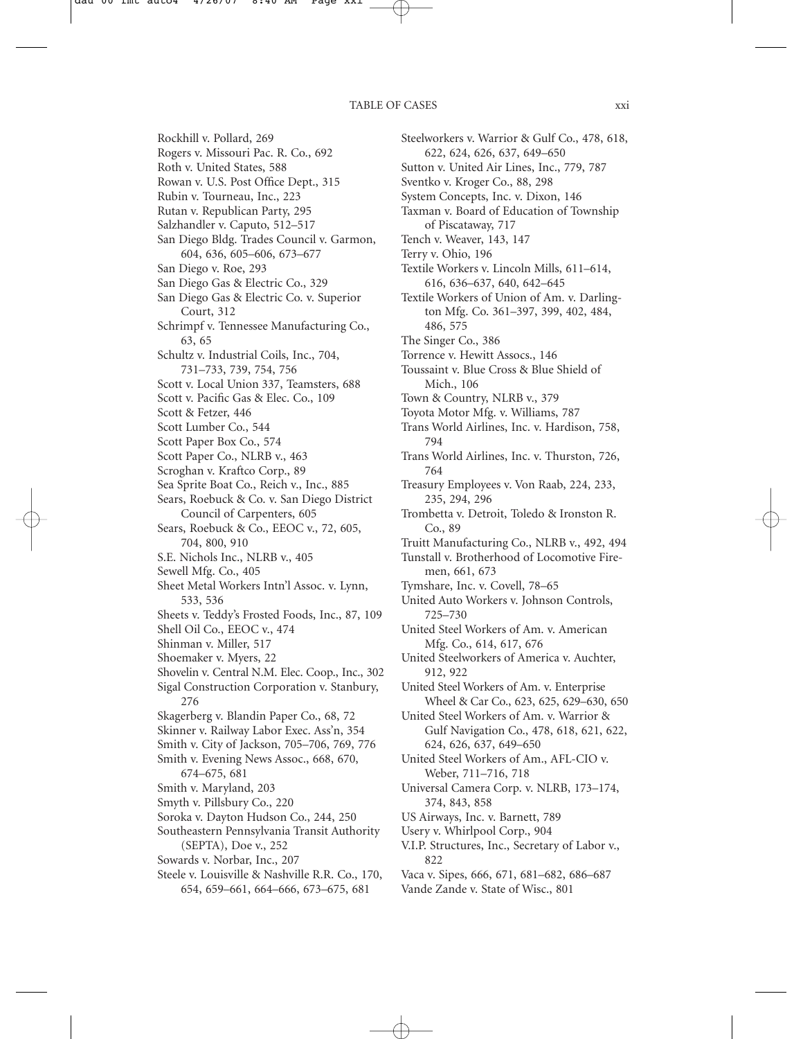Rockhill v. Pollard, 269
Rogers v. Missouri Pac. R. Co., 692
Roth v. United States, 588
Rowan v. U.S. Post Office Dept., 315
Rubin v. Tourneau, Inc., 223
Rutan v. Republican Party, 295
Salzhandler v. Caputo, 512–517
San Diego Bldg. Trades Council v. Garmon, 604, 636, 605–606, 673–677
San Diego v. Roe, 293
San Diego Gas & Electric Co., 329
San Diego Gas & Electric Co. v. Superior Court, 312
Schrimpf v. Tennessee Manufacturing Co., 63, 65
Schultz v. Industrial Coils, Inc., 704, 731–733, 739, 754, 756
Scott v. Local Union 337, Teamsters, 688
Scott v. Pacific Gas & Elec. Co., 109
Scott & Fetzer, 446
Scott Lumber Co., 544
Scott Paper Box Co., 574
Scott Paper Co., NLRB v., 463
Scroghan v. Kraftco Corp., 89
Sea Sprite Boat Co., Reich v., Inc., 885
Sears, Roebuck & Co. v. San Diego District Council of Carpenters, 605
Sears, Roebuck & Co., EEOC v., 72, 605, 704, 800, 910
S.E. Nichols Inc., NLRB v., 405
Sewell Mfg. Co., 405
Sheet Metal Workers Intn'l Assoc. v. Lynn, 533, 536
Sheets v. Teddy's Frosted Foods, Inc., 87, 109
Shell Oil Co., EEOC v., 474
Shinman v. Miller, 517
Shoemaker v. Myers, 22
Shovelin v. Central N.M. Elec. Coop., Inc., 302
Sigal Construction Corporation v. Stanbury, 276
Skagerberg v. Blandin Paper Co., 68, 72
Skinner v. Railway Labor Exec. Ass'n, 354
Smith v. City of Jackson, 705–706, 769, 776
Smith v. Evening News Assoc., 668, 670, 674–675, 681
Smith v. Maryland, 203
Smyth v. Pillsbury Co., 220
Soroka v. Dayton Hudson Co., 244, 250
Southeastern Pennsylvania Transit Authority (SEPTA), Doe v., 252
Sowards v. Norbar, Inc., 207
Steele v. Louisville & Nashville R.R. Co., 170, 654, 659–661, 664–666, 673–675, 681
Steelworkers v. Warrior & Gulf Co., 478, 618, 622, 624, 626, 637, 649–650
Sutton v. United Air Lines, Inc., 779, 787
Sventko v. Kroger Co., 88, 298
System Concepts, Inc. v. Dixon, 146
Taxman v. Board of Education of Township of Piscataway, 717
Tench v. Weaver, 143, 147
Terry v. Ohio, 196
Textile Workers v. Lincoln Mills, 611–614, 616, 636–637, 640, 642–645
Textile Workers of Union of Am. v. Darlington Mfg. Co. 361–397, 399, 402, 484, 486, 575
The Singer Co., 386
Torrence v. Hewitt Assocs., 146
Toussaint v. Blue Cross & Blue Shield of Mich., 106
Town & Country, NLRB v., 379
Toyota Motor Mfg. v. Williams, 787
Trans World Airlines, Inc. v. Hardison, 758, 794
Trans World Airlines, Inc. v. Thurston, 726, 764
Treasury Employees v. Von Raab, 224, 233, 235, 294, 296
Trombetta v. Detroit, Toledo & Ironston R. Co., 89
Truitt Manufacturing Co., NLRB v., 492, 494
Tunstall v. Brotherhood of Locomotive Firemen, 661, 673
Tymshare, Inc. v. Covell, 78–65
United Auto Workers v. Johnson Controls, 725–730
United Steel Workers of Am. v. American Mfg. Co., 614, 617, 676
United Steelworkers of America v. Auchter, 912, 922
United Steel Workers of Am. v. Enterprise Wheel & Car Co., 623, 625, 629–630, 650
United Steel Workers of Am. v. Warrior & Gulf Navigation Co., 478, 618, 621, 622, 624, 626, 637, 649–650
United Steel Workers of Am., AFL-CIO v. Weber, 711–716, 718
Universal Camera Corp. v. NLRB, 173–174, 374, 843, 858
US Airways, Inc. v. Barnett, 789
Usery v. Whirlpool Corp., 904
V.I.P. Structures, Inc., Secretary of Labor v., 822
Vaca v. Sipes, 666, 671, 681–682, 686–687
Vande Zande v. State of Wisc., 801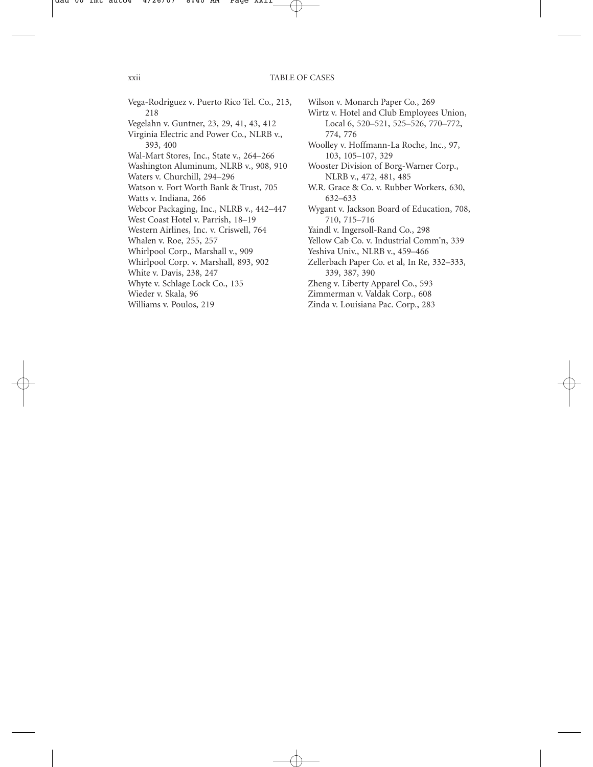Vega-Rodriguez v. Puerto Rico Tel. Co., 213, 218
Vegelahn v. Guntner, 23, 29, 41, 43, 412
Virginia Electric and Power Co., NLRB v., 393, 400
Wal-Mart Stores, Inc., State v., 264–266
Washington Aluminum, NLRB v., 908, 910
Waters v. Churchill, 294–296
Watson v. Fort Worth Bank & Trust, 705
Watts v. Indiana, 266
Webcor Packaging, Inc., NLRB v., 442–447
West Coast Hotel v. Parrish, 18–19
Western Airlines, Inc. v. Criswell, 764
Whalen v. Roe, 255, 257
Whirlpool Corp., Marshall v., 909
Whirlpool Corp. v. Marshall, 893, 902
White v. Davis, 238, 247
Whyte v. Schlage Lock Co., 135
Wieder v. Skala, 96
Williams v. Poulos, 219
Wilson v. Monarch Paper Co., 269
Wirtz v. Hotel and Club Employees Union, Local 6, 520–521, 525–526, 770–772, 774, 776
Woolley v. Hoffmann-La Roche, Inc., 97, 103, 105–107, 329
Wooster Division of Borg-Warner Corp., NLRB v., 472, 481, 485
W.R. Grace & Co. v. Rubber Workers, 630, 632–633
Wygant v. Jackson Board of Education, 708, 710, 715–716
Yaindl v. Ingersoll-Rand Co., 298
Yellow Cab Co. v. Industrial Comm'n, 339
Yeshiva Univ., NLRB v., 459–466
Zellerbach Paper Co. et al, In Re, 332–333, 339, 387, 390
Zheng v. Liberty Apparel Co., 593
Zimmerman v. Valdak Corp., 608
Zinda v. Louisiana Pac. Corp., 283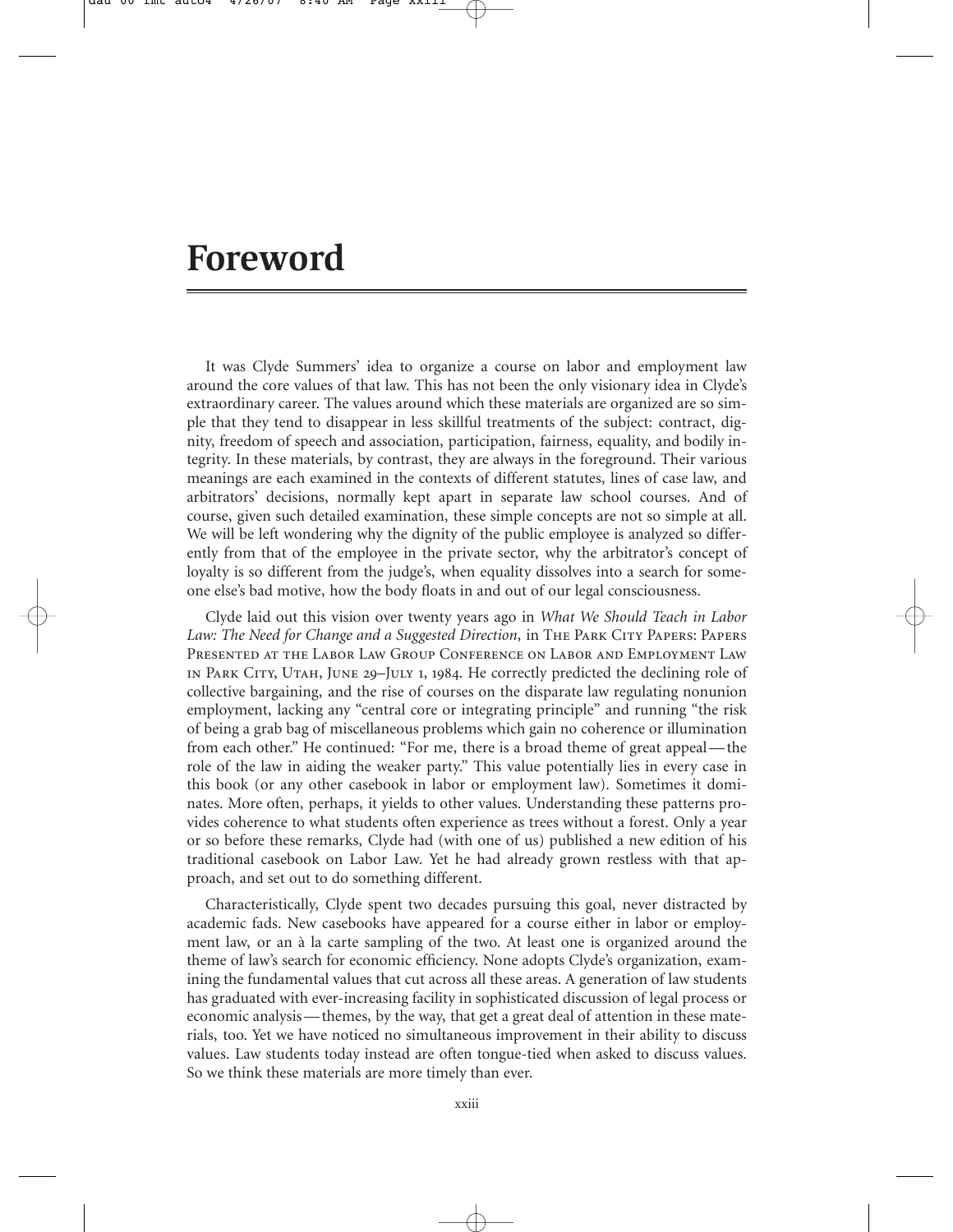# Foreword

It was Clyde Summers' idea to organize a course on labor and employment law around the core values of that law. This has not been the only visionary idea in Clyde's extraordinary career. The values around which these materials are organized are so simple that they tend to disappear in less skillful treatments of the subject: contract, dignity, freedom of speech and association, participation, fairness, equality, and bodily integrity. In these materials, by contrast, they are always in the foreground. Their various meanings are each examined in the contexts of different statutes, lines of case law, and arbitrators' decisions, normally kept apart in separate law school courses. And of course, given such detailed examination, these simple concepts are not so simple at all. We will be left wondering why the dignity of the public employee is analyzed so differently from that of the employee in the private sector, why the arbitrator's concept of loyalty is so different from the judge's, when equality dissolves into a search for someone else's bad motive, how the body floats in and out of our legal consciousness.

Clyde laid out this vision over twenty years ago in *What We Should Teach in Labor Law: The Need for Change and a Suggested Direction*, in The Park City Papers: Papers Presented at the Labor Law Group Conference on Labor and Employment Law in Park City, Utah, June 29–July 1, 1984. He correctly predicted the declining role of collective bargaining, and the rise of courses on the disparate law regulating nonunion employment, lacking any "central core or integrating principle" and running "the risk of being a grab bag of miscellaneous problems which gain no coherence or illumination from each other." He continued: "For me, there is a broad theme of great appeal—the role of the law in aiding the weaker party." This value potentially lies in every case in this book (or any other casebook in labor or employment law). Sometimes it dominates. More often, perhaps, it yields to other values. Understanding these patterns provides coherence to what students often experience as trees without a forest. Only a year or so before these remarks, Clyde had (with one of us) published a new edition of his traditional casebook on Labor Law. Yet he had already grown restless with that approach, and set out to do something different.

Characteristically, Clyde spent two decades pursuing this goal, never distracted by academic fads. New casebooks have appeared for a course either in labor or employment law, or an à la carte sampling of the two. At least one is organized around the theme of law's search for economic efficiency. None adopts Clyde's organization, examining the fundamental values that cut across all these areas. A generation of law students has graduated with ever-increasing facility in sophisticated discussion of legal process or economic analysis—themes, by the way, that get a great deal of attention in these materials, too. Yet we have noticed no simultaneous improvement in their ability to discuss values. Law students today instead are often tongue-tied when asked to discuss values. So we think these materials are more timely than ever.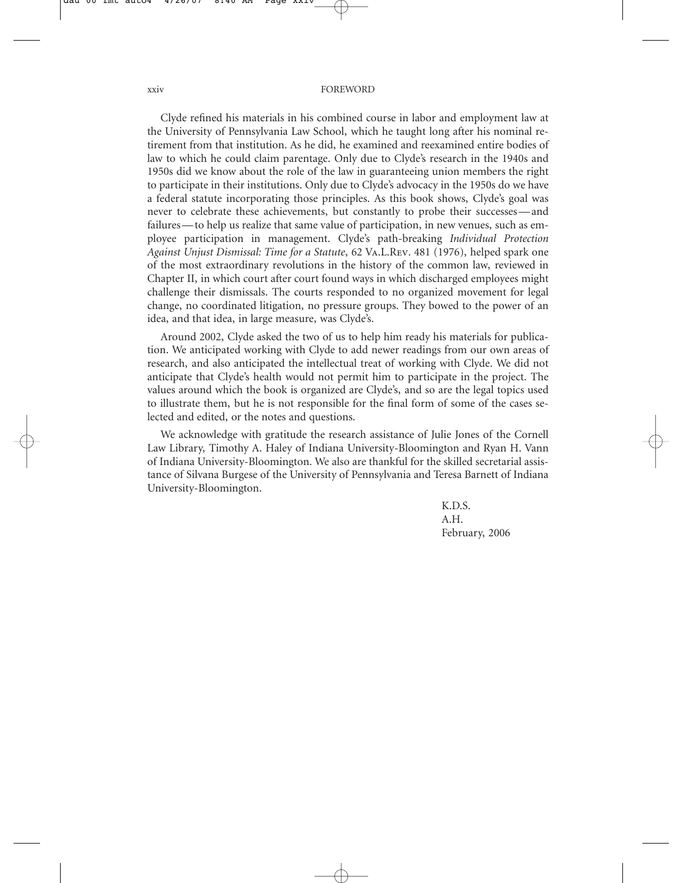Clyde refined his materials in his combined course in labor and employment law at the University of Pennsylvania Law School, which he taught long after his nominal retirement from that institution. As he did, he examined and reexamined entire bodies of law to which he could claim parentage. Only due to Clyde's research in the 1940s and 1950s did we know about the role of the law in guaranteeing union members the right to participate in their institutions. Only due to Clyde's advocacy in the 1950s do we have a federal statute incorporating those principles. As this book shows, Clyde's goal was never to celebrate these achievements, but constantly to probe their successes—and failures—to help us realize that same value of participation, in new venues, such as employee participation in management. Clyde's path-breaking *Individual Protection Against Unjust Dismissal: Time for a Statute*, 62 VA.L.REV. 481 (1976), helped spark one of the most extraordinary revolutions in the history of the common law, reviewed in Chapter II, in which court after court found ways in which discharged employees might challenge their dismissals. The courts responded to no organized movement for legal change, no coordinated litigation, no pressure groups. They bowed to the power of an idea, and that idea, in large measure, was Clyde's.

Around 2002, Clyde asked the two of us to help him ready his materials for publication. We anticipated working with Clyde to add newer readings from our own areas of research, and also anticipated the intellectual treat of working with Clyde. We did not anticipate that Clyde's health would not permit him to participate in the project. The values around which the book is organized are Clyde's, and so are the legal topics used to illustrate them, but he is not responsible for the final form of some of the cases selected and edited, or the notes and questions.

We acknowledge with gratitude the research assistance of Julie Jones of the Cornell Law Library, Timothy A. Haley of Indiana University-Bloomington and Ryan H. Vann of Indiana University-Bloomington. We also are thankful for the skilled secretarial assistance of Silvana Burgese of the University of Pennsylvania and Teresa Barnett of Indiana University-Bloomington.

K.D.S.
A.H.
February, 2006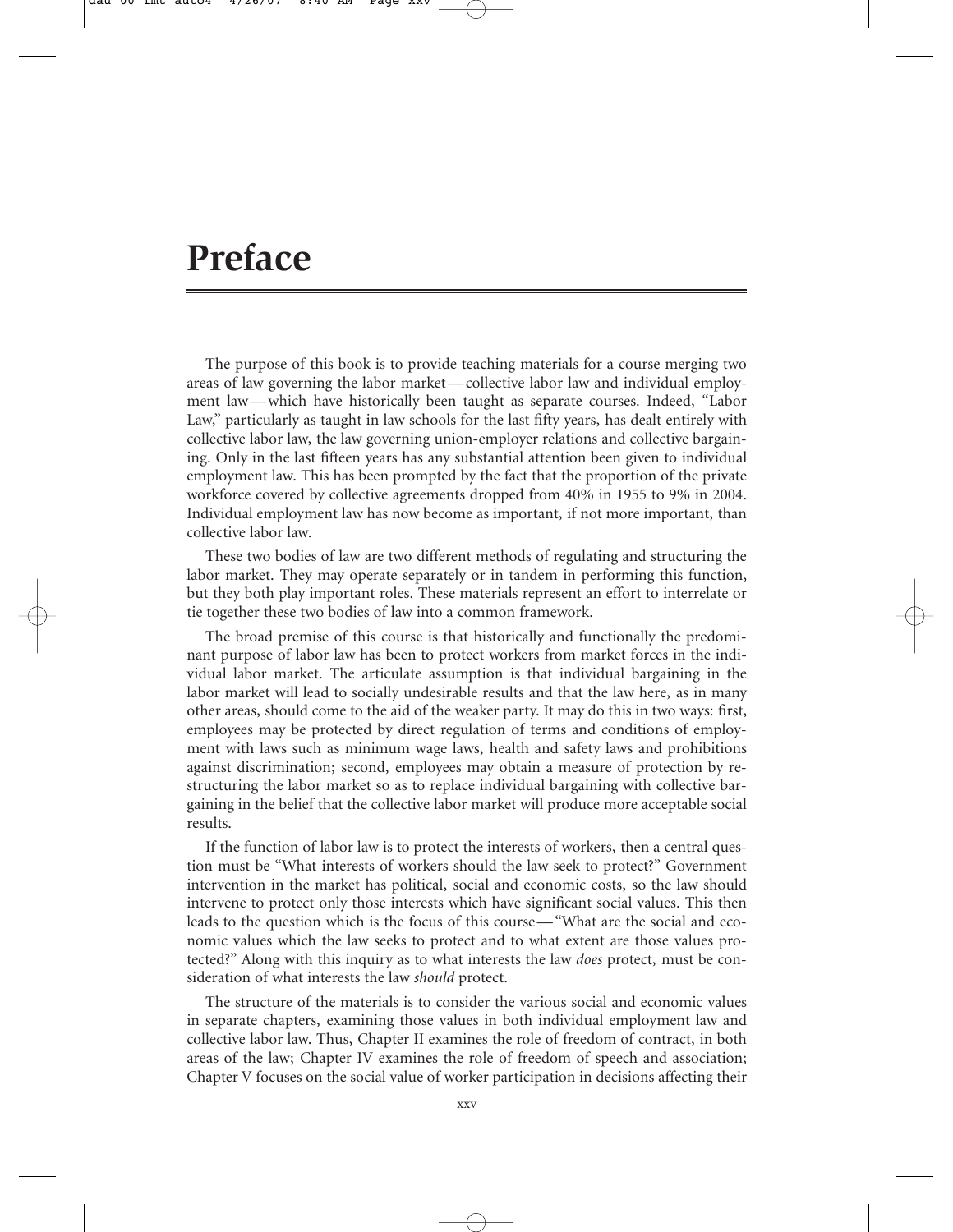# Preface

The purpose of this book is to provide teaching materials for a course merging two areas of law governing the labor market—collective labor law and individual employment law—which have historically been taught as separate courses. Indeed, "Labor Law," particularly as taught in law schools for the last fifty years, has dealt entirely with collective labor law, the law governing union-employer relations and collective bargaining. Only in the last fifteen years has any substantial attention been given to individual employment law. This has been prompted by the fact that the proportion of the private workforce covered by collective agreements dropped from 40% in 1955 to 9% in 2004. Individual employment law has now become as important, if not more important, than collective labor law.

These two bodies of law are two different methods of regulating and structuring the labor market. They may operate separately or in tandem in performing this function, but they both play important roles. These materials represent an effort to interrelate or tie together these two bodies of law into a common framework.

The broad premise of this course is that historically and functionally the predominant purpose of labor law has been to protect workers from market forces in the individual labor market. The articulate assumption is that individual bargaining in the labor market will lead to socially undesirable results and that the law here, as in many other areas, should come to the aid of the weaker party. It may do this in two ways: first, employees may be protected by direct regulation of terms and conditions of employment with laws such as minimum wage laws, health and safety laws and prohibitions against discrimination; second, employees may obtain a measure of protection by restructuring the labor market so as to replace individual bargaining with collective bargaining in the belief that the collective labor market will produce more acceptable social results.

If the function of labor law is to protect the interests of workers, then a central question must be "What interests of workers should the law seek to protect?" Government intervention in the market has political, social and economic costs, so the law should intervene to protect only those interests which have significant social values. This then leads to the question which is the focus of this course—"What are the social and economic values which the law seeks to protect and to what extent are those values protected?" Along with this inquiry as to what interests the law *does* protect, must be consideration of what interests the law *should* protect.

The structure of the materials is to consider the various social and economic values in separate chapters, examining those values in both individual employment law and collective labor law. Thus, Chapter II examines the role of freedom of contract, in both areas of the law; Chapter IV examines the role of freedom of speech and association; Chapter V focuses on the social value of worker participation in decisions affecting their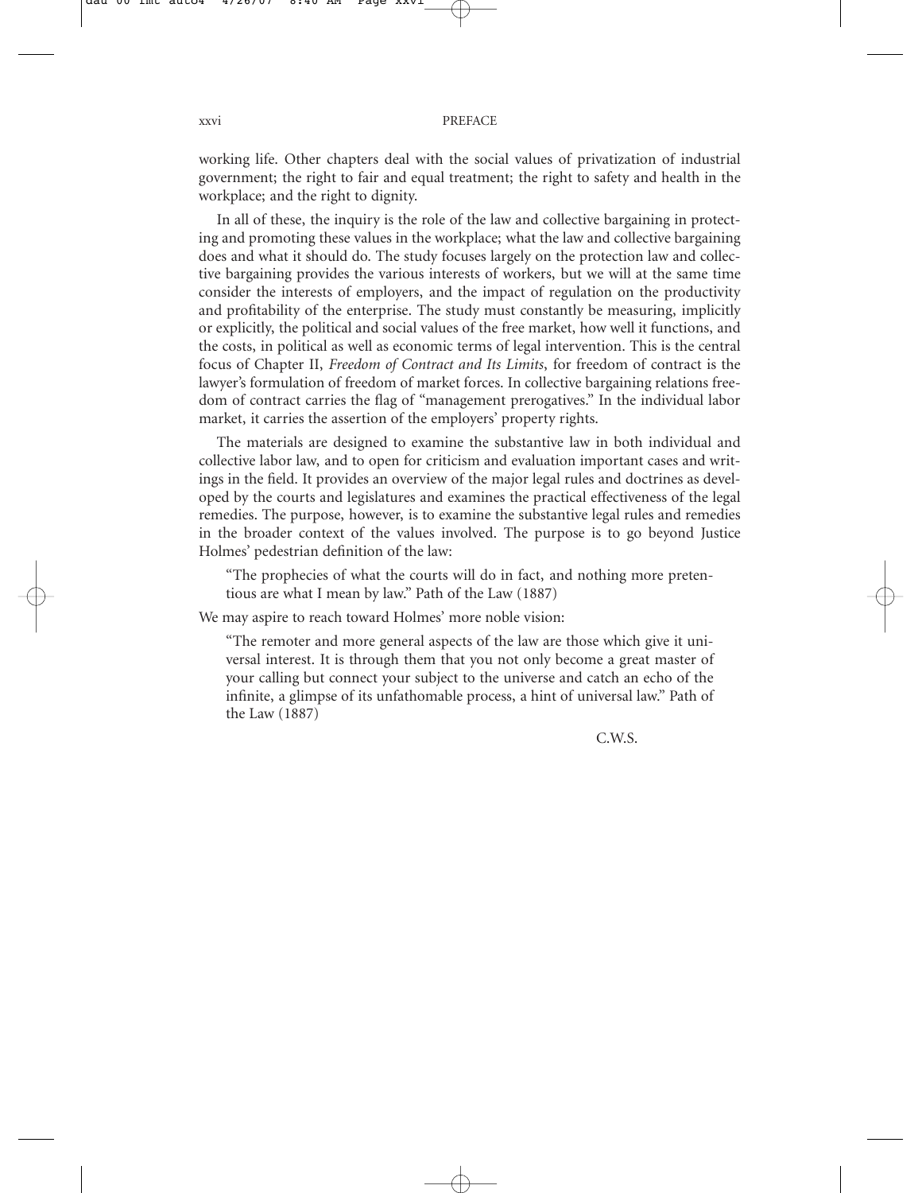working life. Other chapters deal with the social values of privatization of industrial government; the right to fair and equal treatment; the right to safety and health in the workplace; and the right to dignity.

In all of these, the inquiry is the role of the law and collective bargaining in protecting and promoting these values in the workplace; what the law and collective bargaining does and what it should do. The study focuses largely on the protection law and collective bargaining provides the various interests of workers, but we will at the same time consider the interests of employers, and the impact of regulation on the productivity and profitability of the enterprise. The study must constantly be measuring, implicitly or explicitly, the political and social values of the free market, how well it functions, and the costs, in political as well as economic terms of legal intervention. This is the central focus of Chapter II, *Freedom of Contract and Its Limits*, for freedom of contract is the lawyer's formulation of freedom of market forces. In collective bargaining relations freedom of contract carries the flag of "management prerogatives." In the individual labor market, it carries the assertion of the employers' property rights.

The materials are designed to examine the substantive law in both individual and collective labor law, and to open for criticism and evaluation important cases and writings in the field. It provides an overview of the major legal rules and doctrines as developed by the courts and legislatures and examines the practical effectiveness of the legal remedies. The purpose, however, is to examine the substantive legal rules and remedies in the broader context of the values involved. The purpose is to go beyond Justice Holmes' pedestrian definition of the law:

> "The prophecies of what the courts will do in fact, and nothing more pretentious are what I mean by law." Path of the Law (1887)

We may aspire to reach toward Holmes' more noble vision:

> "The remoter and more general aspects of the law are those which give it universal interest. It is through them that you not only become a great master of your calling but connect your subject to the universe and catch an echo of the infinite, a glimpse of its unfathomable process, a hint of universal law." Path of the Law (1887)

C.W.S.